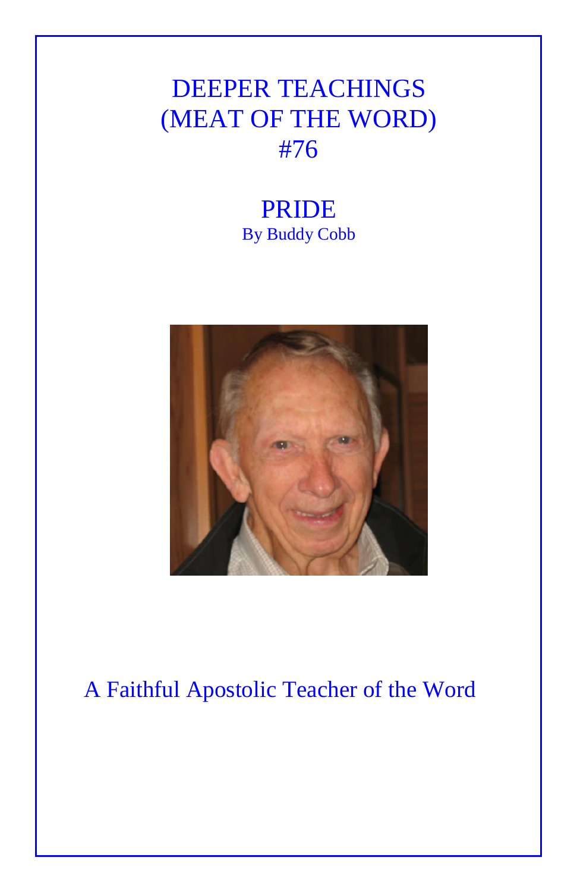# DEEPER TEACHINGS (MEAT OF THE WORD) #76

## PRIDE

By Buddy Cobb

A Faithful Apostolic Teacher of the Word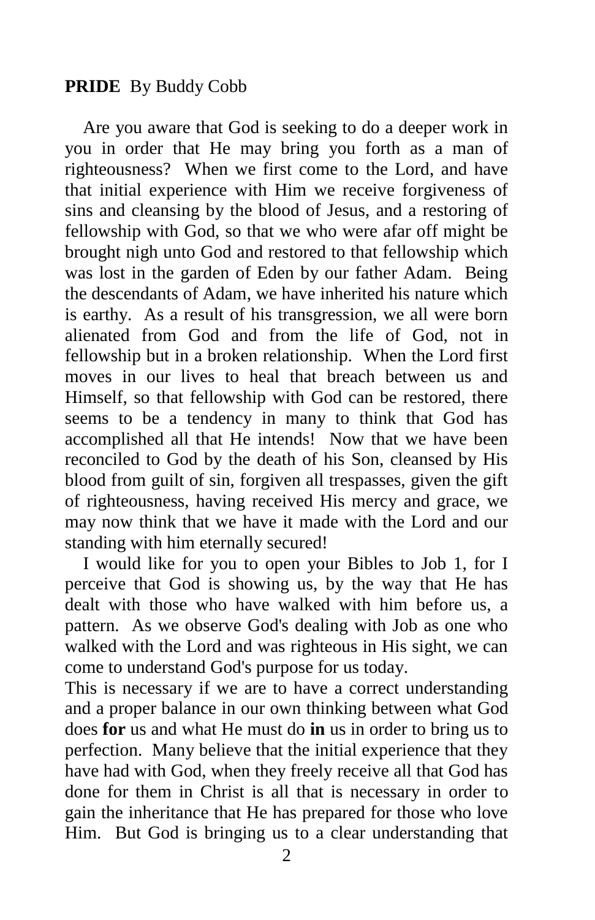**PRIDE** By Buddy Cobb

Are you aware that God is seeking to do a deeper work in you in order that He may bring you forth as a man of righteousness? When we first come to the Lord, and have that initial experience with Him we receive forgiveness of sins and cleansing by the blood of Jesus, and a restoring of fellowship with God, so that we who were afar off might be brought nigh unto God and restored to that fellowship which was lost in the garden of Eden by our father Adam. Being the descendants of Adam, we have inherited his nature which is earthy. As a result of his transgression, we all were born alienated from God and from the life of God, not in fellowship but in a broken relationship. When the Lord first moves in our lives to heal that breach between us and Himself, so that fellowship with God can be restored, there seems to be a tendency in many to think that God has accomplished all that He intends! Now that we have been reconciled to God by the death of his Son, cleansed by His blood from guilt of sin, forgiven all trespasses, given the gift of righteousness, having received His mercy and grace, we may now think that we have it made with the Lord and our standing with him eternally secured!

I would like for you to open your Bibles to Job 1, for I perceive that God is showing us, by the way that He has dealt with those who have walked with him before us, a pattern. As we observe God's dealing with Job as one who walked with the Lord and was righteous in His sight, we can come to understand God's purpose for us today.

This is necessary if we are to have a correct understanding and a proper balance in our own thinking between what God does **for** us and what He must do **in** us in order to bring us to perfection. Many believe that the initial experience that they have had with God, when they freely receive all that God has done for them in Christ is all that is necessary in order to gain the inheritance that He has prepared for those who love Him. But God is bringing us to a clear understanding that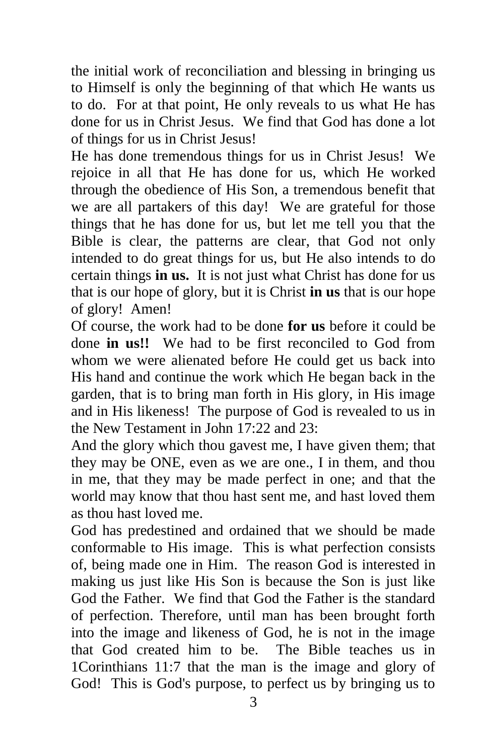the initial work of reconciliation and blessing in bringing us to Himself is only the beginning of that which He wants us to do. For at that point, He only reveals to us what He has done for us in Christ Jesus. We find that God has done a lot of things for us in Christ Jesus!

He has done tremendous things for us in Christ Jesus! We rejoice in all that He has done for us, which He worked through the obedience of His Son, a tremendous benefit that we are all partakers of this day! We are grateful for those things that he has done for us, but let me tell you that the Bible is clear, the patterns are clear, that God not only intended to do great things for us, but He also intends to do certain things **in us.** It is not just what Christ has done for us that is our hope of glory, but it is Christ **in us** that is our hope of glory! Amen!

Of course, the work had to be done **for us** before it could be done **in us!!** We had to be first reconciled to God from whom we were alienated before He could get us back into His hand and continue the work which He began back in the garden, that is to bring man forth in His glory, in His image and in His likeness! The purpose of God is revealed to us in the New Testament in John 17:22 and 23:

And the glory which thou gavest me, I have given them; that they may be ONE, even as we are one., I in them, and thou in me, that they may be made perfect in one; and that the world may know that thou hast sent me, and hast loved them as thou hast loved me.

God has predestined and ordained that we should be made conformable to His image. This is what perfection consists of, being made one in Him. The reason God is interested in making us just like His Son is because the Son is just like God the Father. We find that God the Father is the standard of perfection. Therefore, until man has been brought forth into the image and likeness of God, he is not in the image that God created him to be. The Bible teaches us in 1Corinthians 11:7 that the man is the image and glory of God! This is God's purpose, to perfect us by bringing us to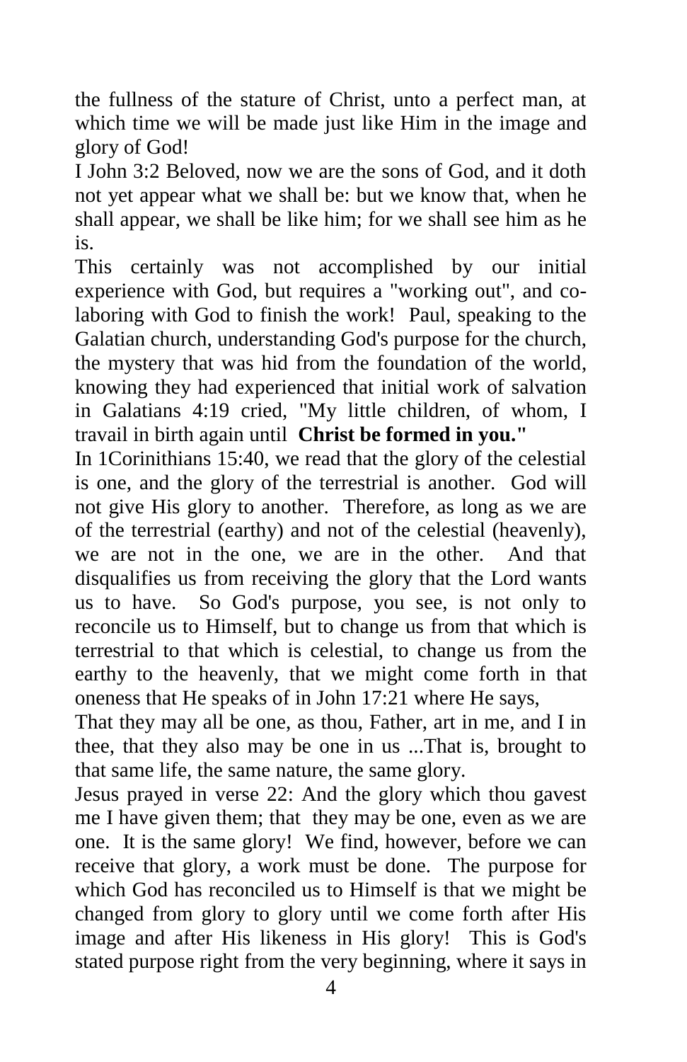the fullness of the stature of Christ, unto a perfect man, at which time we will be made just like Him in the image and glory of God!

I John 3:2 Beloved, now we are the sons of God, and it doth not yet appear what we shall be: but we know that, when he shall appear, we shall be like him; for we shall see him as he is.

This certainly was not accomplished by our initial experience with God, but requires a "working out", and co-laboring with God to finish the work! Paul, speaking to the Galatian church, understanding God's purpose for the church, the mystery that was hid from the foundation of the world, knowing they had experienced that initial work of salvation in Galatians 4:19 cried, "My little children, of whom, I travail in birth again until **Christ be formed in you."**

In 1Corinithians 15:40, we read that the glory of the celestial is one, and the glory of the terrestrial is another. God will not give His glory to another. Therefore, as long as we are of the terrestrial (earthy) and not of the celestial (heavenly), we are not in the one, we are in the other. And that disqualifies us from receiving the glory that the Lord wants us to have. So God's purpose, you see, is not only to reconcile us to Himself, but to change us from that which is terrestrial to that which is celestial, to change us from the earthy to the heavenly, that we might come forth in that oneness that He speaks of in John 17:21 where He says,

That they may all be one, as thou, Father, art in me, and I in thee, that they also may be one in us ...That is, brought to that same life, the same nature, the same glory.

Jesus prayed in verse 22: And the glory which thou gavest me I have given them; that they may be one, even as we are one. It is the same glory! We find, however, before we can receive that glory, a work must be done. The purpose for which God has reconciled us to Himself is that we might be changed from glory to glory until we come forth after His image and after His likeness in His glory! This is God's stated purpose right from the very beginning, where it says in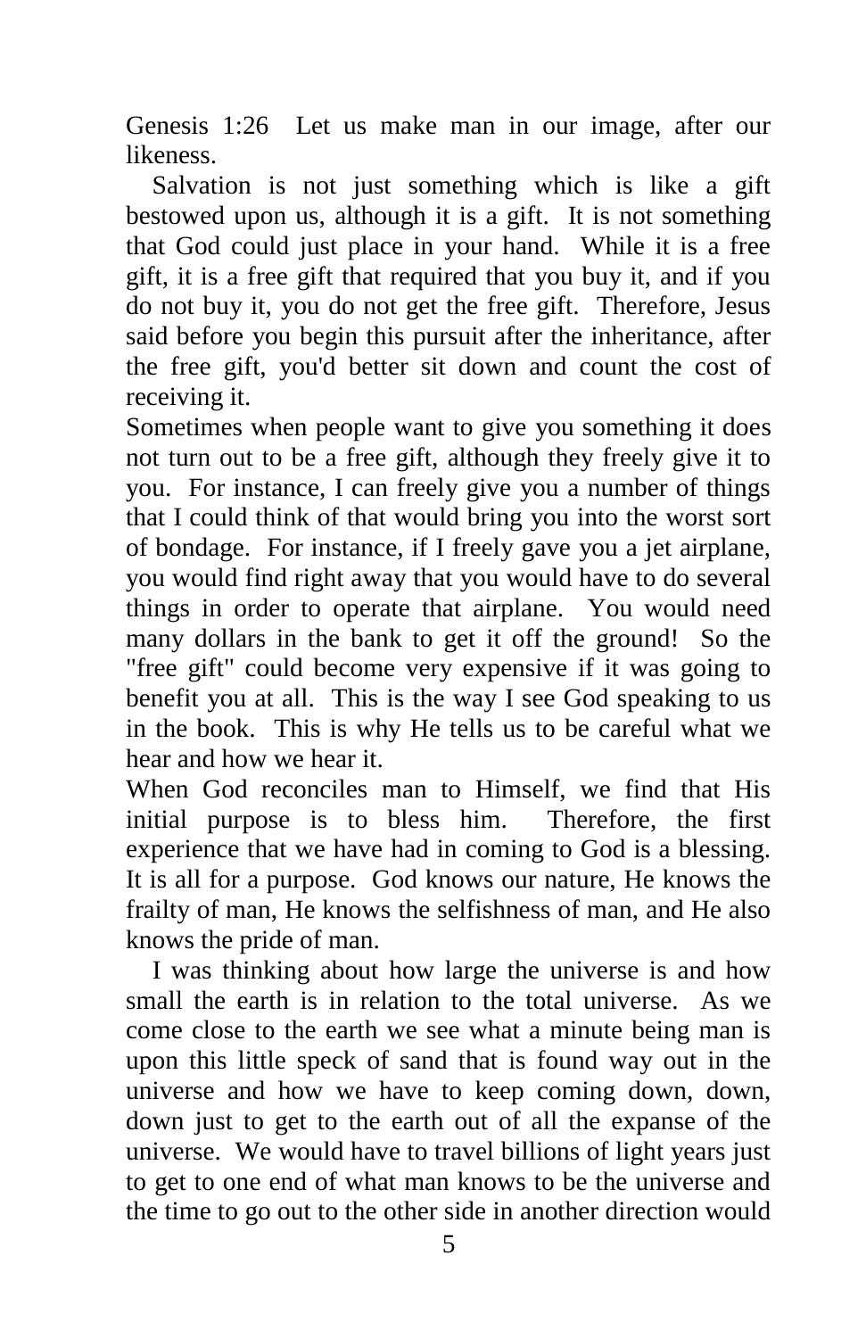Genesis 1:26 Let us make man in our image, after our likeness.

Salvation is not just something which is like a gift bestowed upon us, although it is a gift. It is not something that God could just place in your hand. While it is a free gift, it is a free gift that required that you buy it, and if you do not buy it, you do not get the free gift. Therefore, Jesus said before you begin this pursuit after the inheritance, after the free gift, you'd better sit down and count the cost of receiving it.

Sometimes when people want to give you something it does not turn out to be a free gift, although they freely give it to you. For instance, I can freely give you a number of things that I could think of that would bring you into the worst sort of bondage. For instance, if I freely gave you a jet airplane, you would find right away that you would have to do several things in order to operate that airplane. You would need many dollars in the bank to get it off the ground! So the "free gift" could become very expensive if it was going to benefit you at all. This is the way I see God speaking to us in the book. This is why He tells us to be careful what we hear and how we hear it.

When God reconciles man to Himself, we find that His initial purpose is to bless him. Therefore, the first experience that we have had in coming to God is a blessing. It is all for a purpose. God knows our nature, He knows the frailty of man, He knows the selfishness of man, and He also knows the pride of man.

I was thinking about how large the universe is and how small the earth is in relation to the total universe. As we come close to the earth we see what a minute being man is upon this little speck of sand that is found way out in the universe and how we have to keep coming down, down, down just to get to the earth out of all the expanse of the universe. We would have to travel billions of light years just to get to one end of what man knows to be the universe and the time to go out to the other side in another direction would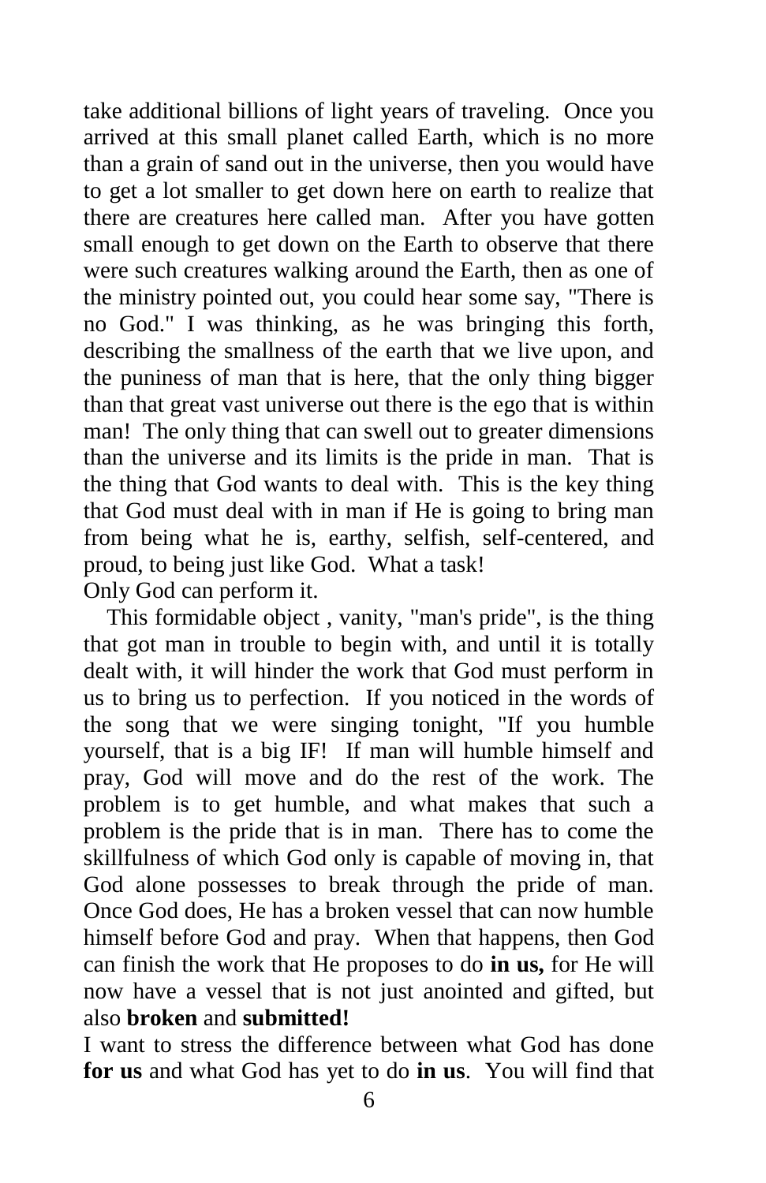take additional billions of light years of traveling. Once you arrived at this small planet called Earth, which is no more than a grain of sand out in the universe, then you would have to get a lot smaller to get down here on earth to realize that there are creatures here called man. After you have gotten small enough to get down on the Earth to observe that there were such creatures walking around the Earth, then as one of the ministry pointed out, you could hear some say, "There is no God." I was thinking, as he was bringing this forth, describing the smallness of the earth that we live upon, and the puniness of man that is here, that the only thing bigger than that great vast universe out there is the ego that is within man! The only thing that can swell out to greater dimensions than the universe and its limits is the pride in man. That is the thing that God wants to deal with. This is the key thing that God must deal with in man if He is going to bring man from being what he is, earthy, selfish, self-centered, and proud, to being just like God. What a task!
Only God can perform it.

This formidable object , vanity, "man's pride", is the thing that got man in trouble to begin with, and until it is totally dealt with, it will hinder the work that God must perform in us to bring us to perfection. If you noticed in the words of the song that we were singing tonight, "If you humble yourself, that is a big IF! If man will humble himself and pray, God will move and do the rest of the work. The problem is to get humble, and what makes that such a problem is the pride that is in man. There has to come the skillfulness of which God only is capable of moving in, that God alone possesses to break through the pride of man. Once God does, He has a broken vessel that can now humble himself before God and pray. When that happens, then God can finish the work that He proposes to do **in us,** for He will now have a vessel that is not just anointed and gifted, but also **broken** and **submitted!**

I want to stress the difference between what God has done **for us** and what God has yet to do **in us**. You will find that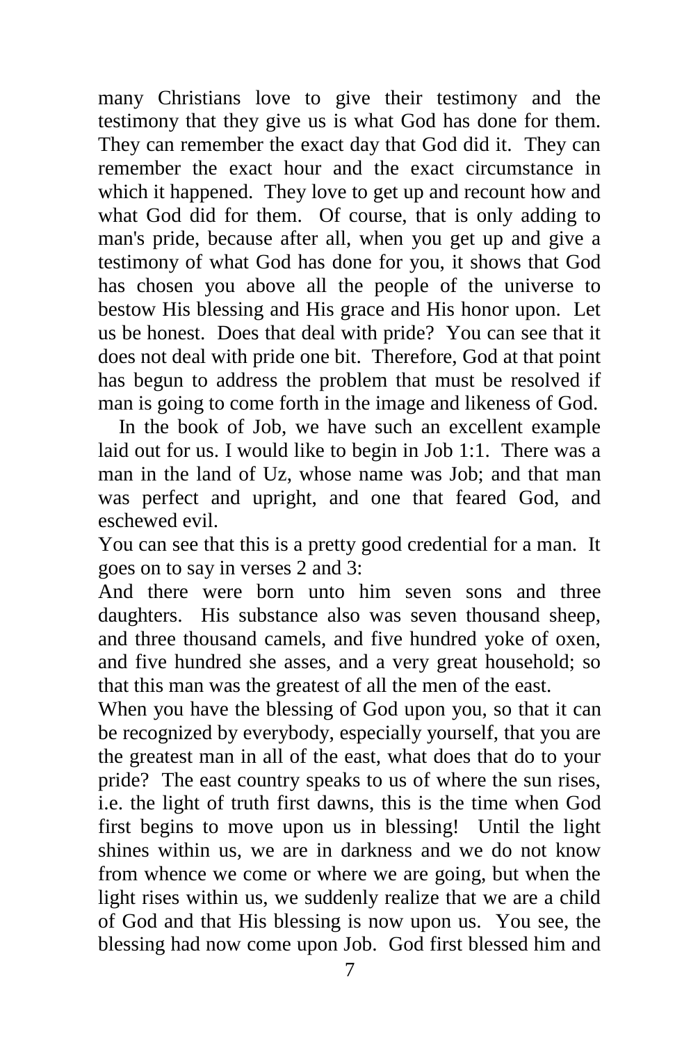many Christians love to give their testimony and the testimony that they give us is what God has done for them. They can remember the exact day that God did it. They can remember the exact hour and the exact circumstance in which it happened. They love to get up and recount how and what God did for them. Of course, that is only adding to man's pride, because after all, when you get up and give a testimony of what God has done for you, it shows that God has chosen you above all the people of the universe to bestow His blessing and His grace and His honor upon. Let us be honest. Does that deal with pride? You can see that it does not deal with pride one bit. Therefore, God at that point has begun to address the problem that must be resolved if man is going to come forth in the image and likeness of God.

In the book of Job, we have such an excellent example laid out for us. I would like to begin in Job 1:1. There was a man in the land of Uz, whose name was Job; and that man was perfect and upright, and one that feared God, and eschewed evil.

You can see that this is a pretty good credential for a man. It goes on to say in verses 2 and 3:

And there were born unto him seven sons and three daughters. His substance also was seven thousand sheep, and three thousand camels, and five hundred yoke of oxen, and five hundred she asses, and a very great household; so that this man was the greatest of all the men of the east.

When you have the blessing of God upon you, so that it can be recognized by everybody, especially yourself, that you are the greatest man in all of the east, what does that do to your pride? The east country speaks to us of where the sun rises, i.e. the light of truth first dawns, this is the time when God first begins to move upon us in blessing! Until the light shines within us, we are in darkness and we do not know from whence we come or where we are going, but when the light rises within us, we suddenly realize that we are a child of God and that His blessing is now upon us. You see, the blessing had now come upon Job. God first blessed him and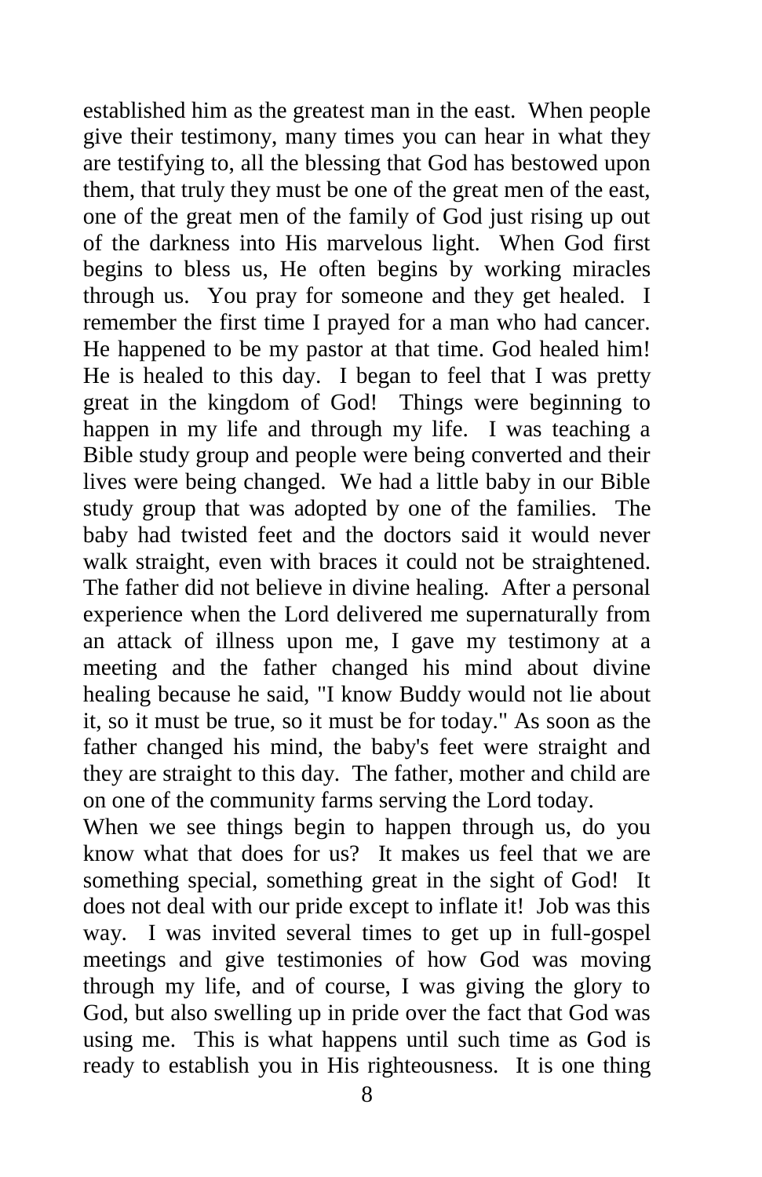established him as the greatest man in the east. When people give their testimony, many times you can hear in what they are testifying to, all the blessing that God has bestowed upon them, that truly they must be one of the great men of the east, one of the great men of the family of God just rising up out of the darkness into His marvelous light. When God first begins to bless us, He often begins by working miracles through us. You pray for someone and they get healed. I remember the first time I prayed for a man who had cancer. He happened to be my pastor at that time. God healed him! He is healed to this day. I began to feel that I was pretty great in the kingdom of God! Things were beginning to happen in my life and through my life. I was teaching a Bible study group and people were being converted and their lives were being changed. We had a little baby in our Bible study group that was adopted by one of the families. The baby had twisted feet and the doctors said it would never walk straight, even with braces it could not be straightened. The father did not believe in divine healing. After a personal experience when the Lord delivered me supernaturally from an attack of illness upon me, I gave my testimony at a meeting and the father changed his mind about divine healing because he said, "I know Buddy would not lie about it, so it must be true, so it must be for today." As soon as the father changed his mind, the baby's feet were straight and they are straight to this day. The father, mother and child are on one of the community farms serving the Lord today.

When we see things begin to happen through us, do you know what that does for us? It makes us feel that we are something special, something great in the sight of God! It does not deal with our pride except to inflate it! Job was this way. I was invited several times to get up in full-gospel meetings and give testimonies of how God was moving through my life, and of course, I was giving the glory to God, but also swelling up in pride over the fact that God was using me. This is what happens until such time as God is ready to establish you in His righteousness. It is one thing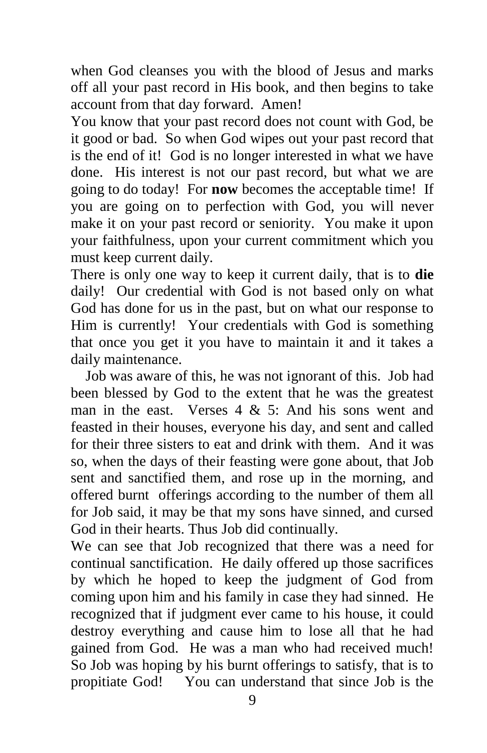when God cleanses you with the blood of Jesus and marks off all your past record in His book, and then begins to take account from that day forward. Amen!

You know that your past record does not count with God, be it good or bad. So when God wipes out your past record that is the end of it! God is no longer interested in what we have done. His interest is not our past record, but what we are going to do today! For **now** becomes the acceptable time! If you are going on to perfection with God, you will never make it on your past record or seniority. You make it upon your faithfulness, upon your current commitment which you must keep current daily.

There is only one way to keep it current daily, that is to **die** daily! Our credential with God is not based only on what God has done for us in the past, but on what our response to Him is currently! Your credentials with God is something that once you get it you have to maintain it and it takes a daily maintenance.

Job was aware of this, he was not ignorant of this. Job had been blessed by God to the extent that he was the greatest man in the east. Verses 4 & 5: And his sons went and feasted in their houses, everyone his day, and sent and called for their three sisters to eat and drink with them. And it was so, when the days of their feasting were gone about, that Job sent and sanctified them, and rose up in the morning, and offered burnt offerings according to the number of them all for Job said, it may be that my sons have sinned, and cursed God in their hearts. Thus Job did continually.

We can see that Job recognized that there was a need for continual sanctification. He daily offered up those sacrifices by which he hoped to keep the judgment of God from coming upon him and his family in case they had sinned. He recognized that if judgment ever came to his house, it could destroy everything and cause him to lose all that he had gained from God. He was a man who had received much! So Job was hoping by his burnt offerings to satisfy, that is to propitiate God! You can understand that since Job is the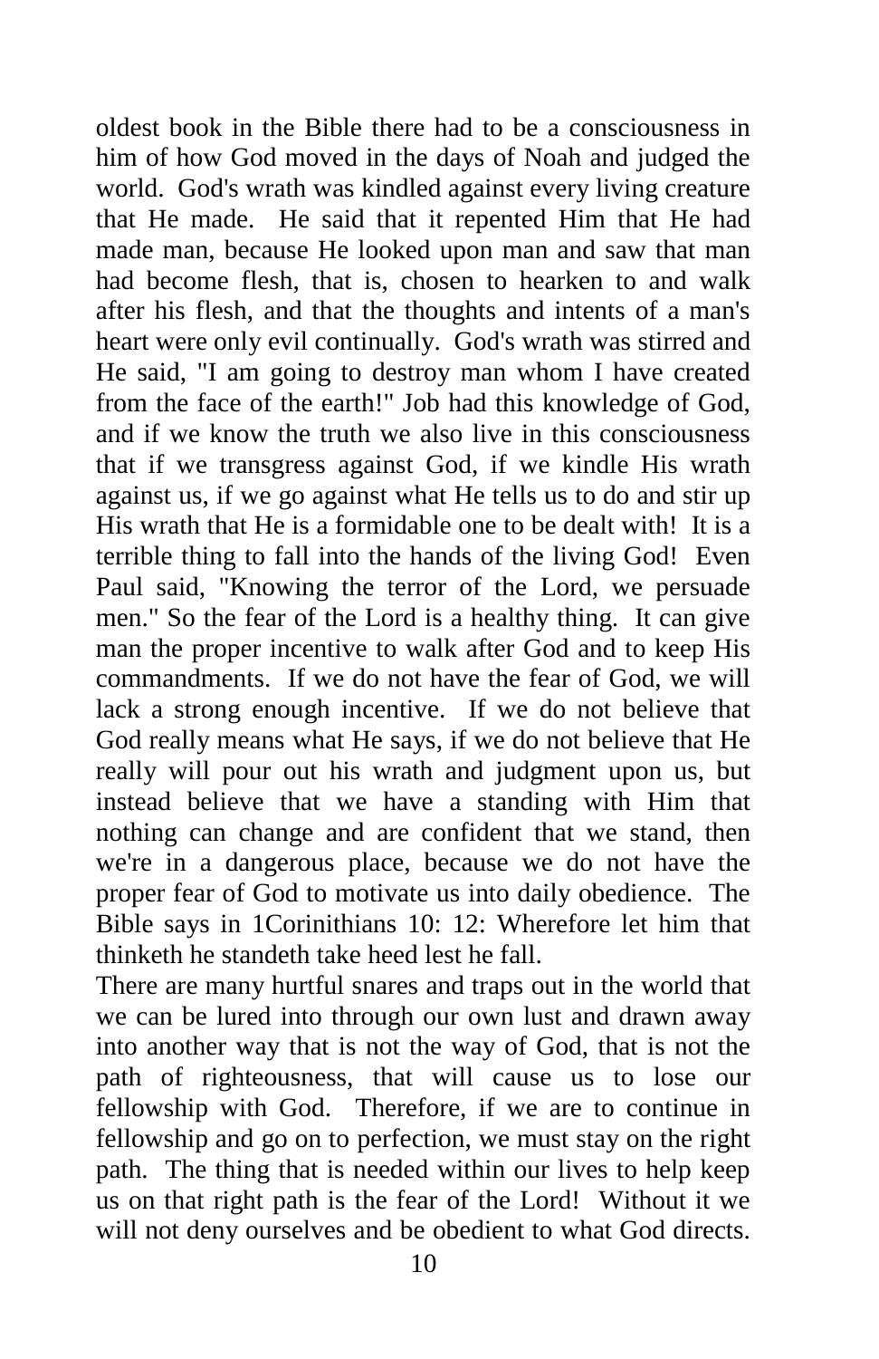oldest book in the Bible there had to be a consciousness in him of how God moved in the days of Noah and judged the world. God's wrath was kindled against every living creature that He made. He said that it repented Him that He had made man, because He looked upon man and saw that man had become flesh, that is, chosen to hearken to and walk after his flesh, and that the thoughts and intents of a man's heart were only evil continually. God's wrath was stirred and He said, "I am going to destroy man whom I have created from the face of the earth!" Job had this knowledge of God, and if we know the truth we also live in this consciousness that if we transgress against God, if we kindle His wrath against us, if we go against what He tells us to do and stir up His wrath that He is a formidable one to be dealt with! It is a terrible thing to fall into the hands of the living God! Even Paul said, "Knowing the terror of the Lord, we persuade men." So the fear of the Lord is a healthy thing. It can give man the proper incentive to walk after God and to keep His commandments. If we do not have the fear of God, we will lack a strong enough incentive. If we do not believe that God really means what He says, if we do not believe that He really will pour out his wrath and judgment upon us, but instead believe that we have a standing with Him that nothing can change and are confident that we stand, then we're in a dangerous place, because we do not have the proper fear of God to motivate us into daily obedience. The Bible says in 1Corinithians 10: 12: Wherefore let him that thinketh he standeth take heed lest he fall.

There are many hurtful snares and traps out in the world that we can be lured into through our own lust and drawn away into another way that is not the way of God, that is not the path of righteousness, that will cause us to lose our fellowship with God. Therefore, if we are to continue in fellowship and go on to perfection, we must stay on the right path. The thing that is needed within our lives to help keep us on that right path is the fear of the Lord! Without it we will not deny ourselves and be obedient to what God directs.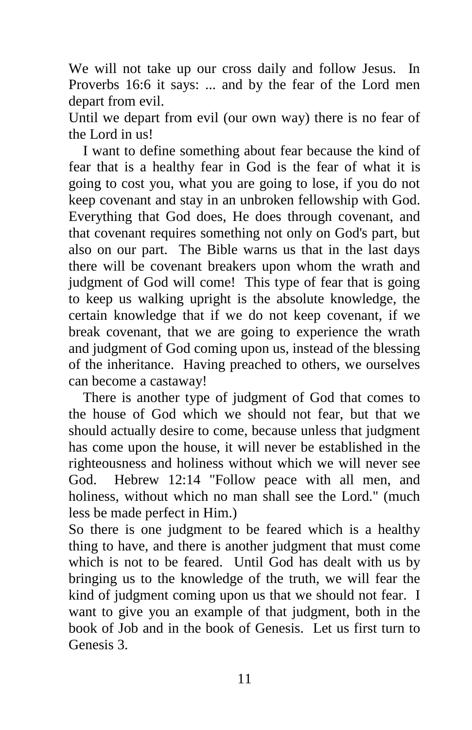We will not take up our cross daily and follow Jesus. In Proverbs 16:6 it says: ... and by the fear of the Lord men depart from evil.

Until we depart from evil (our own way) there is no fear of the Lord in us!

I want to define something about fear because the kind of fear that is a healthy fear in God is the fear of what it is going to cost you, what you are going to lose, if you do not keep covenant and stay in an unbroken fellowship with God. Everything that God does, He does through covenant, and that covenant requires something not only on God's part, but also on our part. The Bible warns us that in the last days there will be covenant breakers upon whom the wrath and judgment of God will come! This type of fear that is going to keep us walking upright is the absolute knowledge, the certain knowledge that if we do not keep covenant, if we break covenant, that we are going to experience the wrath and judgment of God coming upon us, instead of the blessing of the inheritance. Having preached to others, we ourselves can become a castaway!

There is another type of judgment of God that comes to the house of God which we should not fear, but that we should actually desire to come, because unless that judgment has come upon the house, it will never be established in the righteousness and holiness without which we will never see God. Hebrew 12:14 "Follow peace with all men, and holiness, without which no man shall see the Lord." (much less be made perfect in Him.)

So there is one judgment to be feared which is a healthy thing to have, and there is another judgment that must come which is not to be feared. Until God has dealt with us by bringing us to the knowledge of the truth, we will fear the kind of judgment coming upon us that we should not fear. I want to give you an example of that judgment, both in the book of Job and in the book of Genesis. Let us first turn to Genesis 3.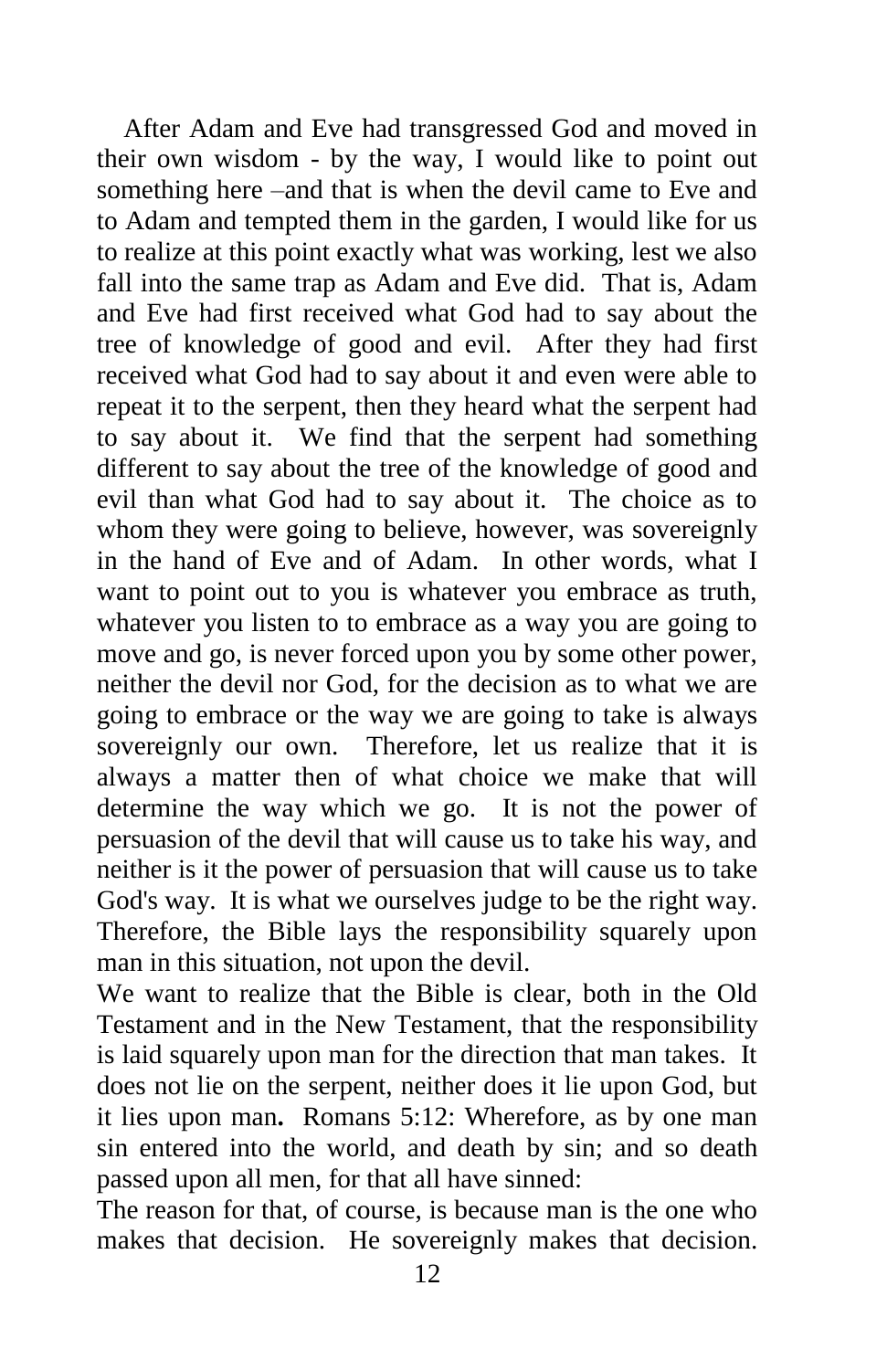After Adam and Eve had transgressed God and moved in their own wisdom - by the way, I would like to point out something here –and that is when the devil came to Eve and to Adam and tempted them in the garden, I would like for us to realize at this point exactly what was working, lest we also fall into the same trap as Adam and Eve did. That is, Adam and Eve had first received what God had to say about the tree of knowledge of good and evil. After they had first received what God had to say about it and even were able to repeat it to the serpent, then they heard what the serpent had to say about it. We find that the serpent had something different to say about the tree of the knowledge of good and evil than what God had to say about it. The choice as to whom they were going to believe, however, was sovereignly in the hand of Eve and of Adam. In other words, what I want to point out to you is whatever you embrace as truth, whatever you listen to to embrace as a way you are going to move and go, is never forced upon you by some other power, neither the devil nor God, for the decision as to what we are going to embrace or the way we are going to take is always sovereignly our own. Therefore, let us realize that it is always a matter then of what choice we make that will determine the way which we go. It is not the power of persuasion of the devil that will cause us to take his way, and neither is it the power of persuasion that will cause us to take God's way. It is what we ourselves judge to be the right way. Therefore, the Bible lays the responsibility squarely upon man in this situation, not upon the devil.

We want to realize that the Bible is clear, both in the Old Testament and in the New Testament, that the responsibility is laid squarely upon man for the direction that man takes. It does not lie on the serpent, neither does it lie upon God, but it lies upon man**.** Romans 5:12: Wherefore, as by one man sin entered into the world, and death by sin; and so death passed upon all men, for that all have sinned:

The reason for that, of course, is because man is the one who makes that decision. He sovereignly makes that decision.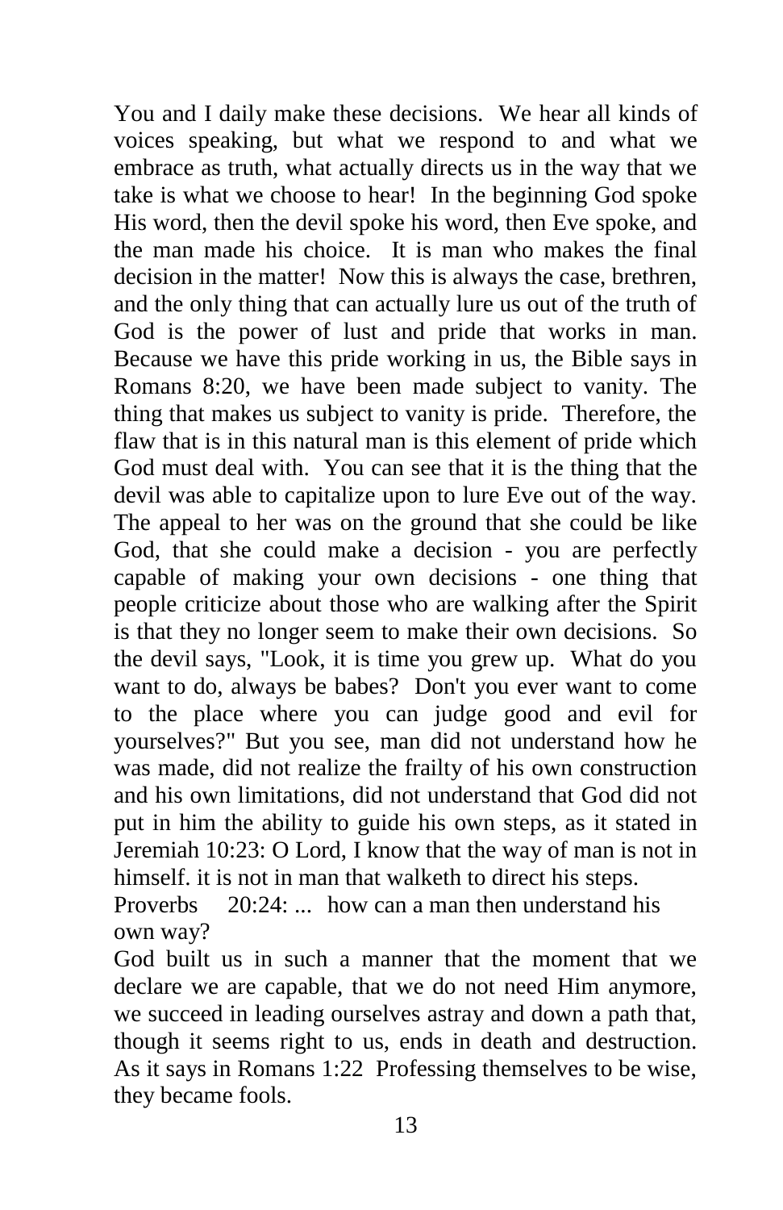You and I daily make these decisions. We hear all kinds of voices speaking, but what we respond to and what we embrace as truth, what actually directs us in the way that we take is what we choose to hear! In the beginning God spoke His word, then the devil spoke his word, then Eve spoke, and the man made his choice. It is man who makes the final decision in the matter! Now this is always the case, brethren, and the only thing that can actually lure us out of the truth of God is the power of lust and pride that works in man. Because we have this pride working in us, the Bible says in Romans 8:20, we have been made subject to vanity. The thing that makes us subject to vanity is pride. Therefore, the flaw that is in this natural man is this element of pride which God must deal with. You can see that it is the thing that the devil was able to capitalize upon to lure Eve out of the way. The appeal to her was on the ground that she could be like God, that she could make a decision - you are perfectly capable of making your own decisions - one thing that people criticize about those who are walking after the Spirit is that they no longer seem to make their own decisions. So the devil says, "Look, it is time you grew up. What do you want to do, always be babes? Don't you ever want to come to the place where you can judge good and evil for yourselves?" But you see, man did not understand how he was made, did not realize the frailty of his own construction and his own limitations, did not understand that God did not put in him the ability to guide his own steps, as it stated in Jeremiah 10:23: O Lord, I know that the way of man is not in himself. it is not in man that walketh to direct his steps.

Proverbs 20:24: ... how can a man then understand his own way?

God built us in such a manner that the moment that we declare we are capable, that we do not need Him anymore, we succeed in leading ourselves astray and down a path that, though it seems right to us, ends in death and destruction. As it says in Romans 1:22 Professing themselves to be wise, they became fools.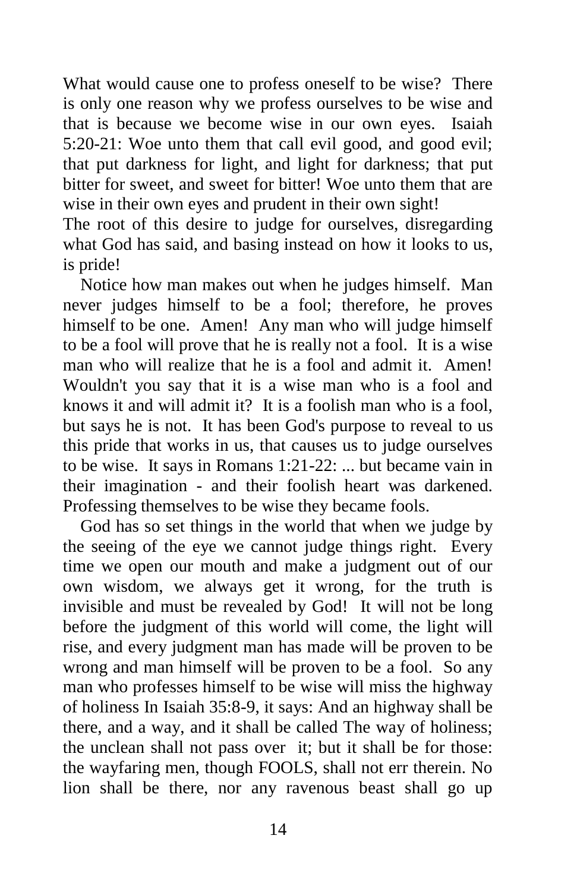What would cause one to profess oneself to be wise? There is only one reason why we profess ourselves to be wise and that is because we become wise in our own eyes. Isaiah 5:20-21: Woe unto them that call evil good, and good evil; that put darkness for light, and light for darkness; that put bitter for sweet, and sweet for bitter! Woe unto them that are wise in their own eyes and prudent in their own sight!
The root of this desire to judge for ourselves, disregarding what God has said, and basing instead on how it looks to us, is pride!

Notice how man makes out when he judges himself. Man never judges himself to be a fool; therefore, he proves himself to be one. Amen! Any man who will judge himself to be a fool will prove that he is really not a fool. It is a wise man who will realize that he is a fool and admit it. Amen! Wouldn't you say that it is a wise man who is a fool and knows it and will admit it? It is a foolish man who is a fool, but says he is not. It has been God's purpose to reveal to us this pride that works in us, that causes us to judge ourselves to be wise. It says in Romans 1:21-22: ... but became vain in their imagination - and their foolish heart was darkened. Professing themselves to be wise they became fools.

God has so set things in the world that when we judge by the seeing of the eye we cannot judge things right. Every time we open our mouth and make a judgment out of our own wisdom, we always get it wrong, for the truth is invisible and must be revealed by God! It will not be long before the judgment of this world will come, the light will rise, and every judgment man has made will be proven to be wrong and man himself will be proven to be a fool. So any man who professes himself to be wise will miss the highway of holiness In Isaiah 35:8-9, it says: And an highway shall be there, and a way, and it shall be called The way of holiness; the unclean shall not pass over it; but it shall be for those: the wayfaring men, though FOOLS, shall not err therein. No lion shall be there, nor any ravenous beast shall go up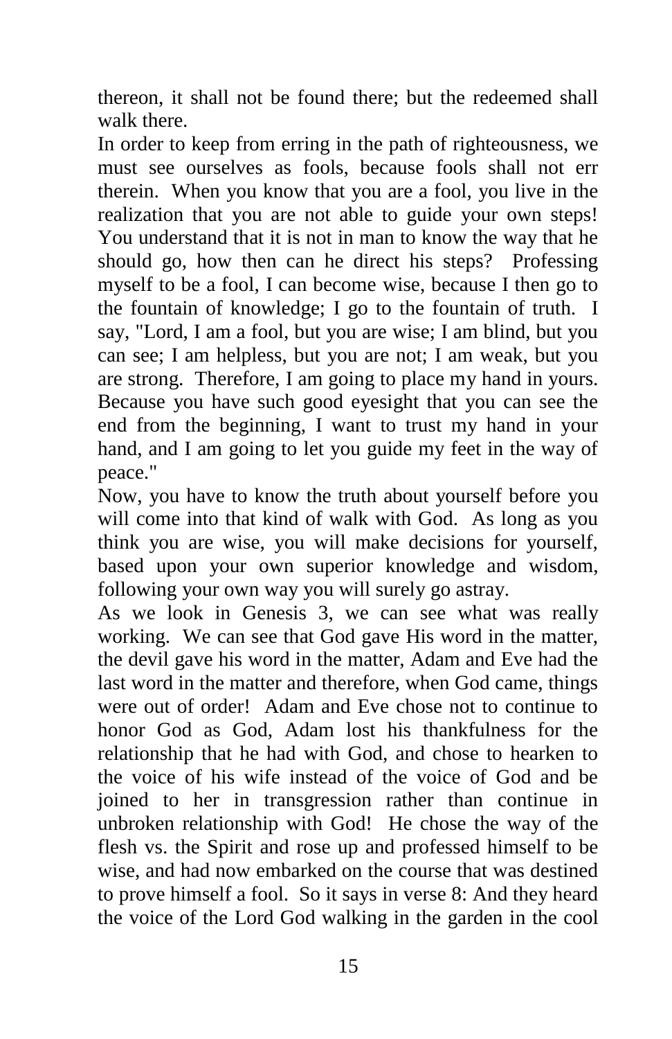thereon, it shall not be found there; but the redeemed shall walk there.

In order to keep from erring in the path of righteousness, we must see ourselves as fools, because fools shall not err therein. When you know that you are a fool, you live in the realization that you are not able to guide your own steps! You understand that it is not in man to know the way that he should go, how then can he direct his steps? Professing myself to be a fool, I can become wise, because I then go to the fountain of knowledge; I go to the fountain of truth. I say, "Lord, I am a fool, but you are wise; I am blind, but you can see; I am helpless, but you are not; I am weak, but you are strong. Therefore, I am going to place my hand in yours. Because you have such good eyesight that you can see the end from the beginning, I want to trust my hand in your hand, and I am going to let you guide my feet in the way of peace."

Now, you have to know the truth about yourself before you will come into that kind of walk with God. As long as you think you are wise, you will make decisions for yourself, based upon your own superior knowledge and wisdom, following your own way you will surely go astray.

As we look in Genesis 3, we can see what was really working. We can see that God gave His word in the matter, the devil gave his word in the matter, Adam and Eve had the last word in the matter and therefore, when God came, things were out of order! Adam and Eve chose not to continue to honor God as God, Adam lost his thankfulness for the relationship that he had with God, and chose to hearken to the voice of his wife instead of the voice of God and be joined to her in transgression rather than continue in unbroken relationship with God! He chose the way of the flesh vs. the Spirit and rose up and professed himself to be wise, and had now embarked on the course that was destined to prove himself a fool. So it says in verse 8: And they heard the voice of the Lord God walking in the garden in the cool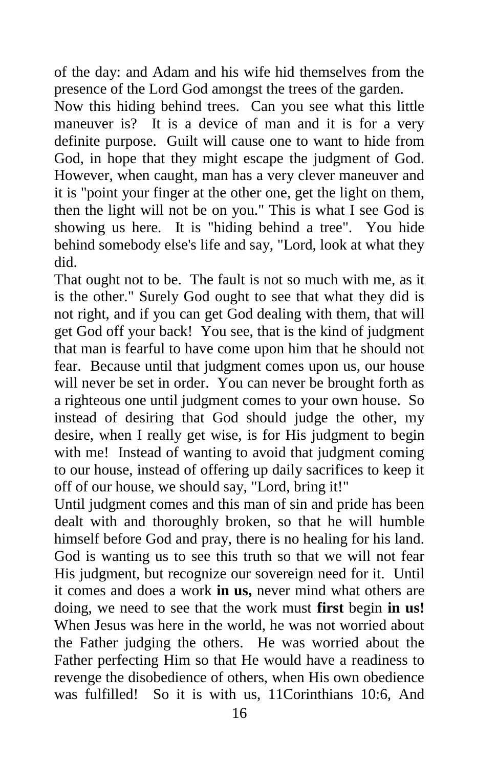of the day: and Adam and his wife hid themselves from the presence of the Lord God amongst the trees of the garden.

Now this hiding behind trees. Can you see what this little maneuver is? It is a device of man and it is for a very definite purpose. Guilt will cause one to want to hide from God, in hope that they might escape the judgment of God. However, when caught, man has a very clever maneuver and it is "point your finger at the other one, get the light on them, then the light will not be on you." This is what I see God is showing us here. It is "hiding behind a tree". You hide behind somebody else's life and say, "Lord, look at what they did.

That ought not to be. The fault is not so much with me, as it is the other." Surely God ought to see that what they did is not right, and if you can get God dealing with them, that will get God off your back! You see, that is the kind of judgment that man is fearful to have come upon him that he should not fear. Because until that judgment comes upon us, our house will never be set in order. You can never be brought forth as a righteous one until judgment comes to your own house. So instead of desiring that God should judge the other, my desire, when I really get wise, is for His judgment to begin with me! Instead of wanting to avoid that judgment coming to our house, instead of offering up daily sacrifices to keep it off of our house, we should say, "Lord, bring it!"

Until judgment comes and this man of sin and pride has been dealt with and thoroughly broken, so that he will humble himself before God and pray, there is no healing for his land. God is wanting us to see this truth so that we will not fear His judgment, but recognize our sovereign need for it. Until it comes and does a work **in us,** never mind what others are doing, we need to see that the work must **first** begin **in us!** When Jesus was here in the world, he was not worried about the Father judging the others. He was worried about the Father perfecting Him so that He would have a readiness to revenge the disobedience of others, when His own obedience was fulfilled! So it is with us, 11Corinthians 10:6, And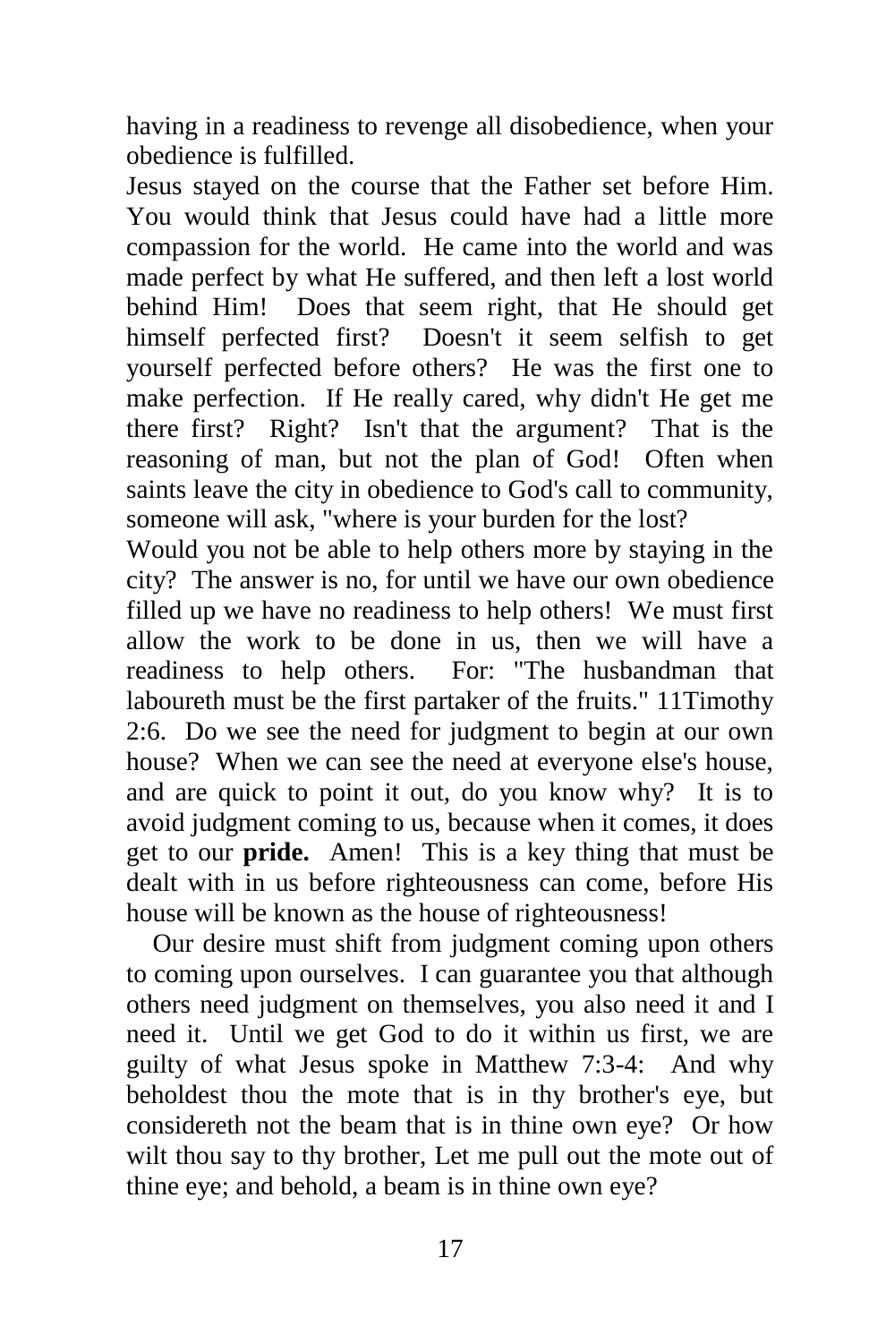having in a readiness to revenge all disobedience, when your obedience is fulfilled.

Jesus stayed on the course that the Father set before Him. You would think that Jesus could have had a little more compassion for the world. He came into the world and was made perfect by what He suffered, and then left a lost world behind Him! Does that seem right, that He should get himself perfected first? Doesn't it seem selfish to get yourself perfected before others? He was the first one to make perfection. If He really cared, why didn't He get me there first? Right? Isn't that the argument? That is the reasoning of man, but not the plan of God! Often when saints leave the city in obedience to God's call to community, someone will ask, "where is your burden for the lost?

Would you not be able to help others more by staying in the city? The answer is no, for until we have our own obedience filled up we have no readiness to help others! We must first allow the work to be done in us, then we will have a readiness to help others. For: "The husbandman that laboureth must be the first partaker of the fruits." 11Timothy 2:6. Do we see the need for judgment to begin at our own house? When we can see the need at everyone else's house, and are quick to point it out, do you know why? It is to avoid judgment coming to us, because when it comes, it does get to our **pride.** Amen! This is a key thing that must be dealt with in us before righteousness can come, before His house will be known as the house of righteousness!

Our desire must shift from judgment coming upon others to coming upon ourselves. I can guarantee you that although others need judgment on themselves, you also need it and I need it. Until we get God to do it within us first, we are guilty of what Jesus spoke in Matthew 7:3-4: And why beholdest thou the mote that is in thy brother's eye, but considereth not the beam that is in thine own eye? Or how wilt thou say to thy brother, Let me pull out the mote out of thine eye; and behold, a beam is in thine own eye?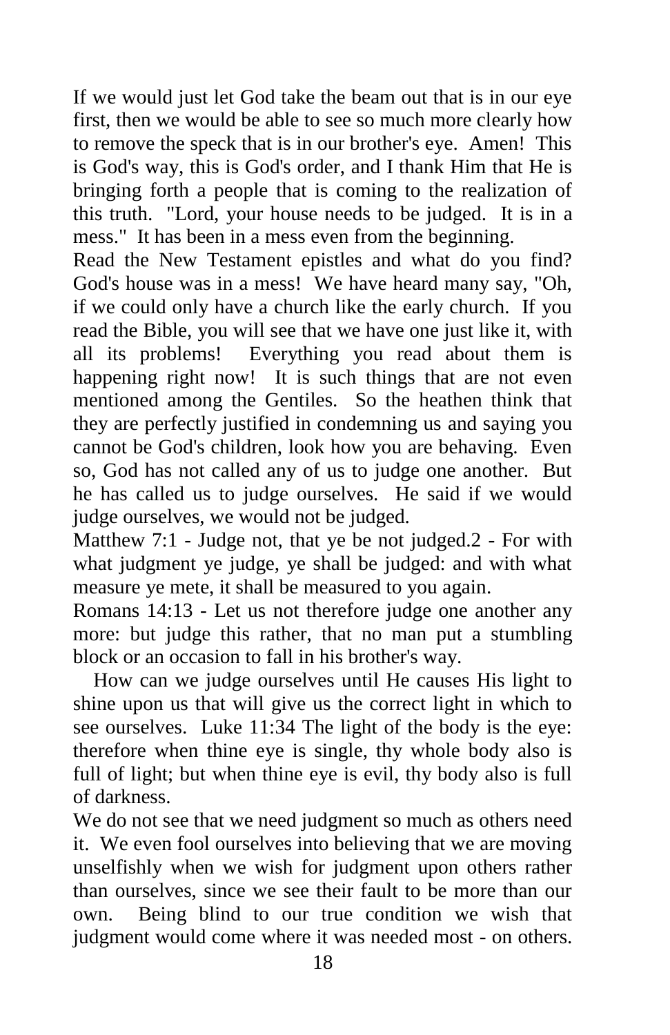If we would just let God take the beam out that is in our eye first, then we would be able to see so much more clearly how to remove the speck that is in our brother's eye. Amen! This is God's way, this is God's order, and I thank Him that He is bringing forth a people that is coming to the realization of this truth. "Lord, your house needs to be judged. It is in a mess." It has been in a mess even from the beginning.

Read the New Testament epistles and what do you find? God's house was in a mess! We have heard many say, "Oh, if we could only have a church like the early church. If you read the Bible, you will see that we have one just like it, with all its problems! Everything you read about them is happening right now! It is such things that are not even mentioned among the Gentiles. So the heathen think that they are perfectly justified in condemning us and saying you cannot be God's children, look how you are behaving. Even so, God has not called any of us to judge one another. But he has called us to judge ourselves. He said if we would judge ourselves, we would not be judged.

Matthew 7:1 - Judge not, that ye be not judged.2 - For with what judgment ye judge, ye shall be judged: and with what measure ye mete, it shall be measured to you again.

Romans 14:13 - Let us not therefore judge one another any more: but judge this rather, that no man put a stumbling block or an occasion to fall in his brother's way.

How can we judge ourselves until He causes His light to shine upon us that will give us the correct light in which to see ourselves. Luke 11:34 The light of the body is the eye: therefore when thine eye is single, thy whole body also is full of light; but when thine eye is evil, thy body also is full of darkness.

We do not see that we need judgment so much as others need it. We even fool ourselves into believing that we are moving unselfishly when we wish for judgment upon others rather than ourselves, since we see their fault to be more than our own. Being blind to our true condition we wish that judgment would come where it was needed most - on others.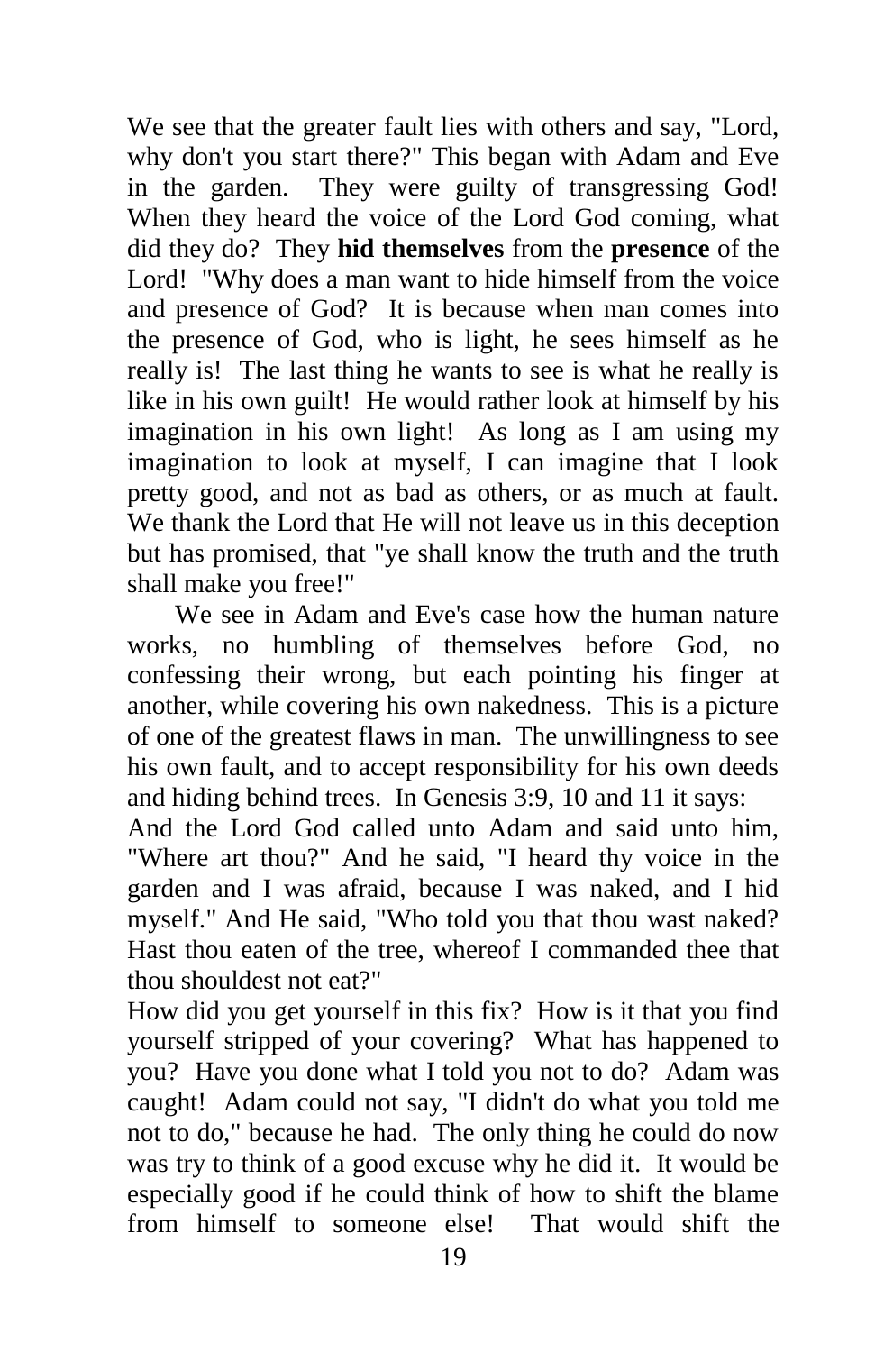We see that the greater fault lies with others and say, "Lord, why don't you start there?" This began with Adam and Eve in the garden. They were guilty of transgressing God! When they heard the voice of the Lord God coming, what did they do? They **hid themselves** from the **presence** of the Lord! "Why does a man want to hide himself from the voice and presence of God? It is because when man comes into the presence of God, who is light, he sees himself as he really is! The last thing he wants to see is what he really is like in his own guilt! He would rather look at himself by his imagination in his own light! As long as I am using my imagination to look at myself, I can imagine that I look pretty good, and not as bad as others, or as much at fault. We thank the Lord that He will not leave us in this deception but has promised, that "ye shall know the truth and the truth shall make you free!"

We see in Adam and Eve's case how the human nature works, no humbling of themselves before God, no confessing their wrong, but each pointing his finger at another, while covering his own nakedness. This is a picture of one of the greatest flaws in man. The unwillingness to see his own fault, and to accept responsibility for his own deeds and hiding behind trees. In Genesis 3:9, 10 and 11 it says:

And the Lord God called unto Adam and said unto him, "Where art thou?" And he said, "I heard thy voice in the garden and I was afraid, because I was naked, and I hid myself." And He said, "Who told you that thou wast naked? Hast thou eaten of the tree, whereof I commanded thee that thou shouldest not eat?"

How did you get yourself in this fix? How is it that you find yourself stripped of your covering? What has happened to you? Have you done what I told you not to do? Adam was caught! Adam could not say, "I didn't do what you told me not to do," because he had. The only thing he could do now was try to think of a good excuse why he did it. It would be especially good if he could think of how to shift the blame from himself to someone else! That would shift the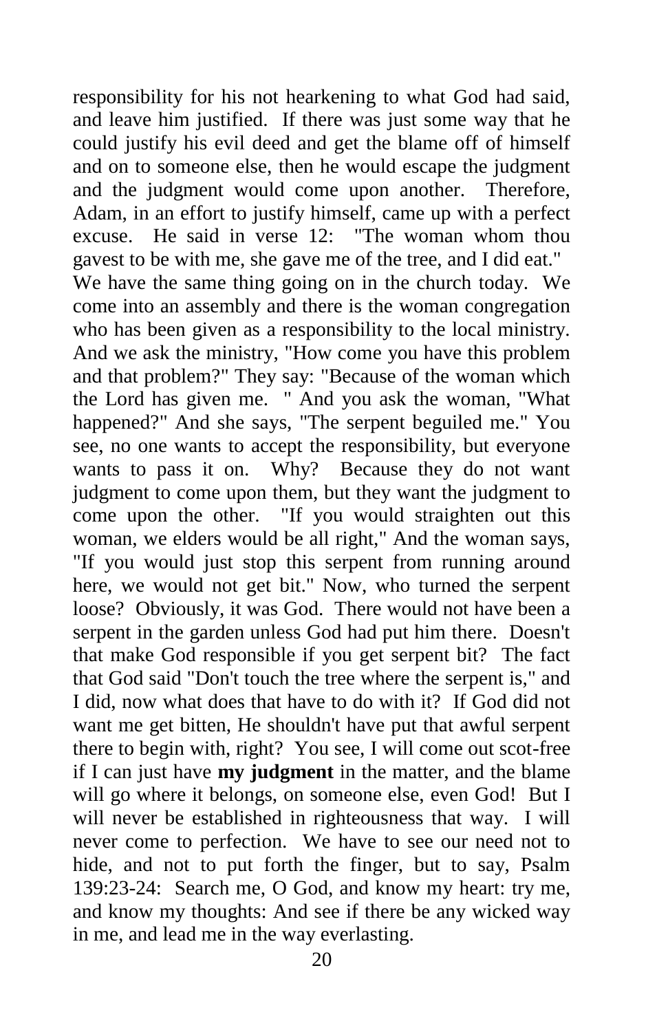responsibility for his not hearkening to what God had said, and leave him justified. If there was just some way that he could justify his evil deed and get the blame off of himself and on to someone else, then he would escape the judgment and the judgment would come upon another. Therefore, Adam, in an effort to justify himself, came up with a perfect excuse. He said in verse 12: "The woman whom thou gavest to be with me, she gave me of the tree, and I did eat."

We have the same thing going on in the church today. We come into an assembly and there is the woman congregation who has been given as a responsibility to the local ministry. And we ask the ministry, "How come you have this problem and that problem?" They say: "Because of the woman which the Lord has given me. " And you ask the woman, "What happened?" And she says, "The serpent beguiled me." You see, no one wants to accept the responsibility, but everyone wants to pass it on. Why? Because they do not want judgment to come upon them, but they want the judgment to come upon the other. "If you would straighten out this woman, we elders would be all right," And the woman says, "If you would just stop this serpent from running around here, we would not get bit." Now, who turned the serpent loose? Obviously, it was God. There would not have been a serpent in the garden unless God had put him there. Doesn't that make God responsible if you get serpent bit? The fact that God said "Don't touch the tree where the serpent is," and I did, now what does that have to do with it? If God did not want me get bitten, He shouldn't have put that awful serpent there to begin with, right? You see, I will come out scot-free if I can just have **my judgment** in the matter, and the blame will go where it belongs, on someone else, even God! But I will never be established in righteousness that way. I will never come to perfection. We have to see our need not to hide, and not to put forth the finger, but to say, Psalm 139:23-24: Search me, O God, and know my heart: try me, and know my thoughts: And see if there be any wicked way in me, and lead me in the way everlasting.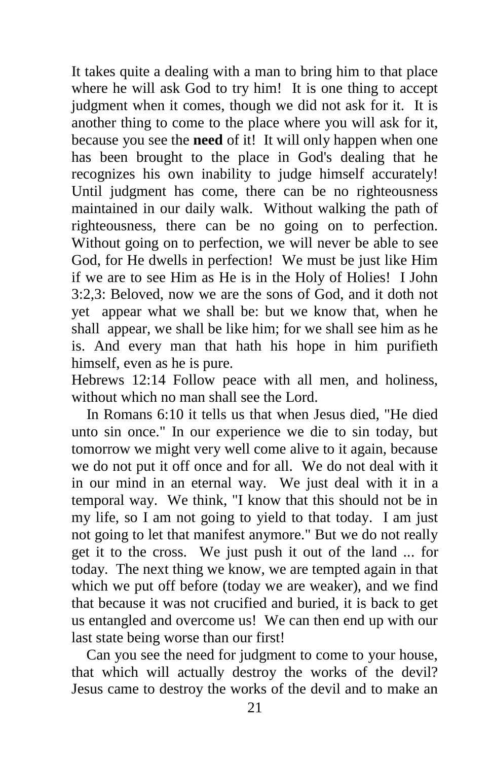It takes quite a dealing with a man to bring him to that place where he will ask God to try him! It is one thing to accept judgment when it comes, though we did not ask for it. It is another thing to come to the place where you will ask for it, because you see the **need** of it! It will only happen when one has been brought to the place in God's dealing that he recognizes his own inability to judge himself accurately! Until judgment has come, there can be no righteousness maintained in our daily walk. Without walking the path of righteousness, there can be no going on to perfection. Without going on to perfection, we will never be able to see God, for He dwells in perfection! We must be just like Him if we are to see Him as He is in the Holy of Holies! I John 3:2,3: Beloved, now we are the sons of God, and it doth not yet appear what we shall be: but we know that, when he shall appear, we shall be like him; for we shall see him as he is. And every man that hath his hope in him purifieth himself, even as he is pure.

Hebrews 12:14 Follow peace with all men, and holiness, without which no man shall see the Lord.

In Romans 6:10 it tells us that when Jesus died, "He died unto sin once." In our experience we die to sin today, but tomorrow we might very well come alive to it again, because we do not put it off once and for all. We do not deal with it in our mind in an eternal way. We just deal with it in a temporal way. We think, "I know that this should not be in my life, so I am not going to yield to that today. I am just not going to let that manifest anymore." But we do not really get it to the cross. We just push it out of the land ... for today. The next thing we know, we are tempted again in that which we put off before (today we are weaker), and we find that because it was not crucified and buried, it is back to get us entangled and overcome us! We can then end up with our last state being worse than our first!

Can you see the need for judgment to come to your house, that which will actually destroy the works of the devil? Jesus came to destroy the works of the devil and to make an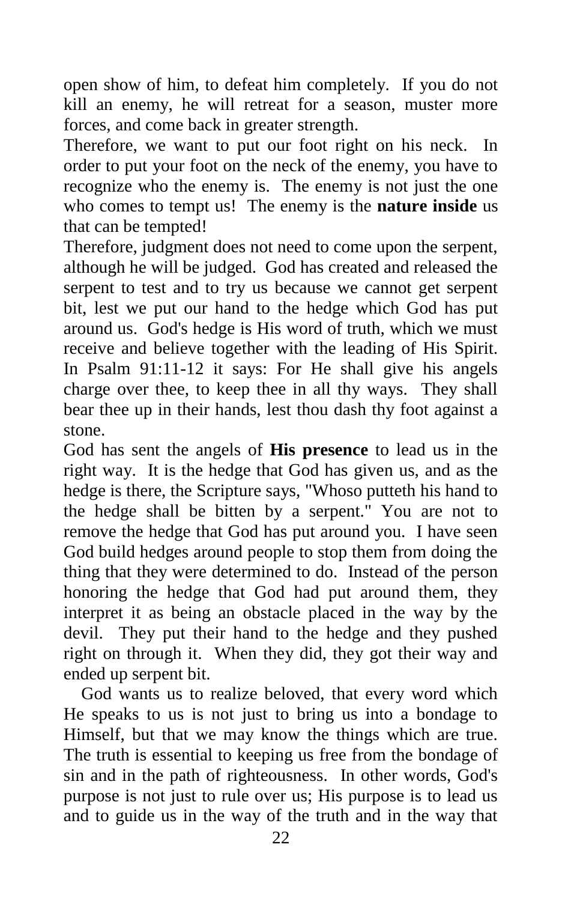open show of him, to defeat him completely. If you do not kill an enemy, he will retreat for a season, muster more forces, and come back in greater strength.

Therefore, we want to put our foot right on his neck. In order to put your foot on the neck of the enemy, you have to recognize who the enemy is. The enemy is not just the one who comes to tempt us! The enemy is the **nature inside** us that can be tempted!

Therefore, judgment does not need to come upon the serpent, although he will be judged. God has created and released the serpent to test and to try us because we cannot get serpent bit, lest we put our hand to the hedge which God has put around us. God's hedge is His word of truth, which we must receive and believe together with the leading of His Spirit. In Psalm 91:11-12 it says: For He shall give his angels charge over thee, to keep thee in all thy ways. They shall bear thee up in their hands, lest thou dash thy foot against a stone.

God has sent the angels of **His presence** to lead us in the right way. It is the hedge that God has given us, and as the hedge is there, the Scripture says, "Whoso putteth his hand to the hedge shall be bitten by a serpent." You are not to remove the hedge that God has put around you. I have seen God build hedges around people to stop them from doing the thing that they were determined to do. Instead of the person honoring the hedge that God had put around them, they interpret it as being an obstacle placed in the way by the devil. They put their hand to the hedge and they pushed right on through it. When they did, they got their way and ended up serpent bit.

God wants us to realize beloved, that every word which He speaks to us is not just to bring us into a bondage to Himself, but that we may know the things which are true. The truth is essential to keeping us free from the bondage of sin and in the path of righteousness. In other words, God's purpose is not just to rule over us; His purpose is to lead us and to guide us in the way of the truth and in the way that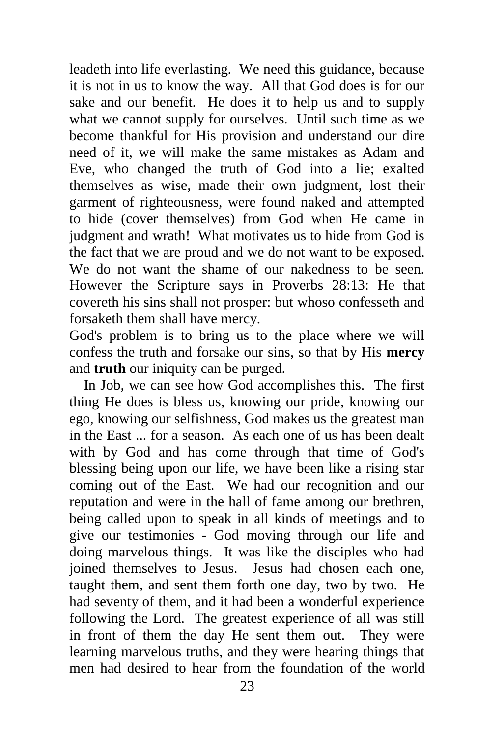leadeth into life everlasting. We need this guidance, because it is not in us to know the way. All that God does is for our sake and our benefit. He does it to help us and to supply what we cannot supply for ourselves. Until such time as we become thankful for His provision and understand our dire need of it, we will make the same mistakes as Adam and Eve, who changed the truth of God into a lie; exalted themselves as wise, made their own judgment, lost their garment of righteousness, were found naked and attempted to hide (cover themselves) from God when He came in judgment and wrath! What motivates us to hide from God is the fact that we are proud and we do not want to be exposed. We do not want the shame of our nakedness to be seen. However the Scripture says in Proverbs 28:13: He that covereth his sins shall not prosper: but whoso confesseth and forsaketh them shall have mercy.

God's problem is to bring us to the place where we will confess the truth and forsake our sins, so that by His **mercy** and **truth** our iniquity can be purged.

In Job, we can see how God accomplishes this. The first thing He does is bless us, knowing our pride, knowing our ego, knowing our selfishness, God makes us the greatest man in the East ... for a season. As each one of us has been dealt with by God and has come through that time of God's blessing being upon our life, we have been like a rising star coming out of the East. We had our recognition and our reputation and were in the hall of fame among our brethren, being called upon to speak in all kinds of meetings and to give our testimonies - God moving through our life and doing marvelous things. It was like the disciples who had joined themselves to Jesus. Jesus had chosen each one, taught them, and sent them forth one day, two by two. He had seventy of them, and it had been a wonderful experience following the Lord. The greatest experience of all was still in front of them the day He sent them out. They were learning marvelous truths, and they were hearing things that men had desired to hear from the foundation of the world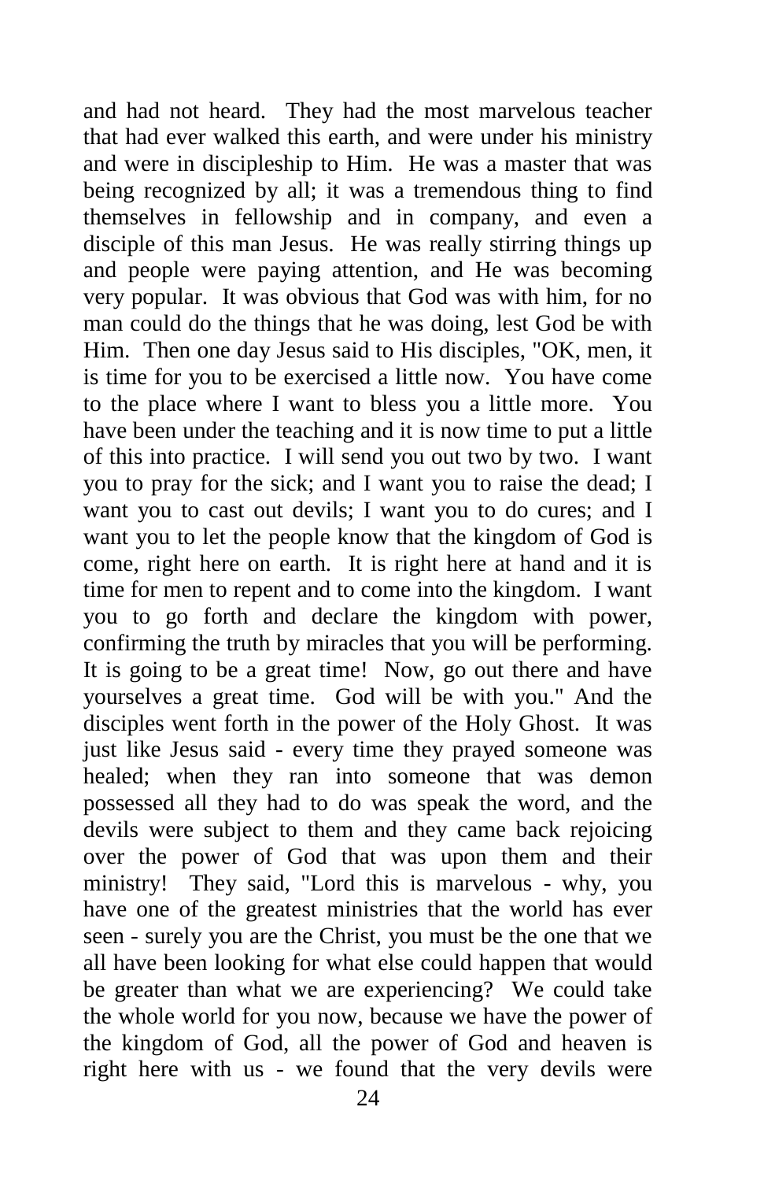and had not heard. They had the most marvelous teacher that had ever walked this earth, and were under his ministry and were in discipleship to Him. He was a master that was being recognized by all; it was a tremendous thing to find themselves in fellowship and in company, and even a disciple of this man Jesus. He was really stirring things up and people were paying attention, and He was becoming very popular. It was obvious that God was with him, for no man could do the things that he was doing, lest God be with Him. Then one day Jesus said to His disciples, "OK, men, it is time for you to be exercised a little now. You have come to the place where I want to bless you a little more. You have been under the teaching and it is now time to put a little of this into practice. I will send you out two by two. I want you to pray for the sick; and I want you to raise the dead; I want you to cast out devils; I want you to do cures; and I want you to let the people know that the kingdom of God is come, right here on earth. It is right here at hand and it is time for men to repent and to come into the kingdom. I want you to go forth and declare the kingdom with power, confirming the truth by miracles that you will be performing. It is going to be a great time! Now, go out there and have yourselves a great time. God will be with you." And the disciples went forth in the power of the Holy Ghost. It was just like Jesus said - every time they prayed someone was healed; when they ran into someone that was demon possessed all they had to do was speak the word, and the devils were subject to them and they came back rejoicing over the power of God that was upon them and their ministry! They said, "Lord this is marvelous - why, you have one of the greatest ministries that the world has ever seen - surely you are the Christ, you must be the one that we all have been looking for what else could happen that would be greater than what we are experiencing? We could take the whole world for you now, because we have the power of the kingdom of God, all the power of God and heaven is right here with us - we found that the very devils were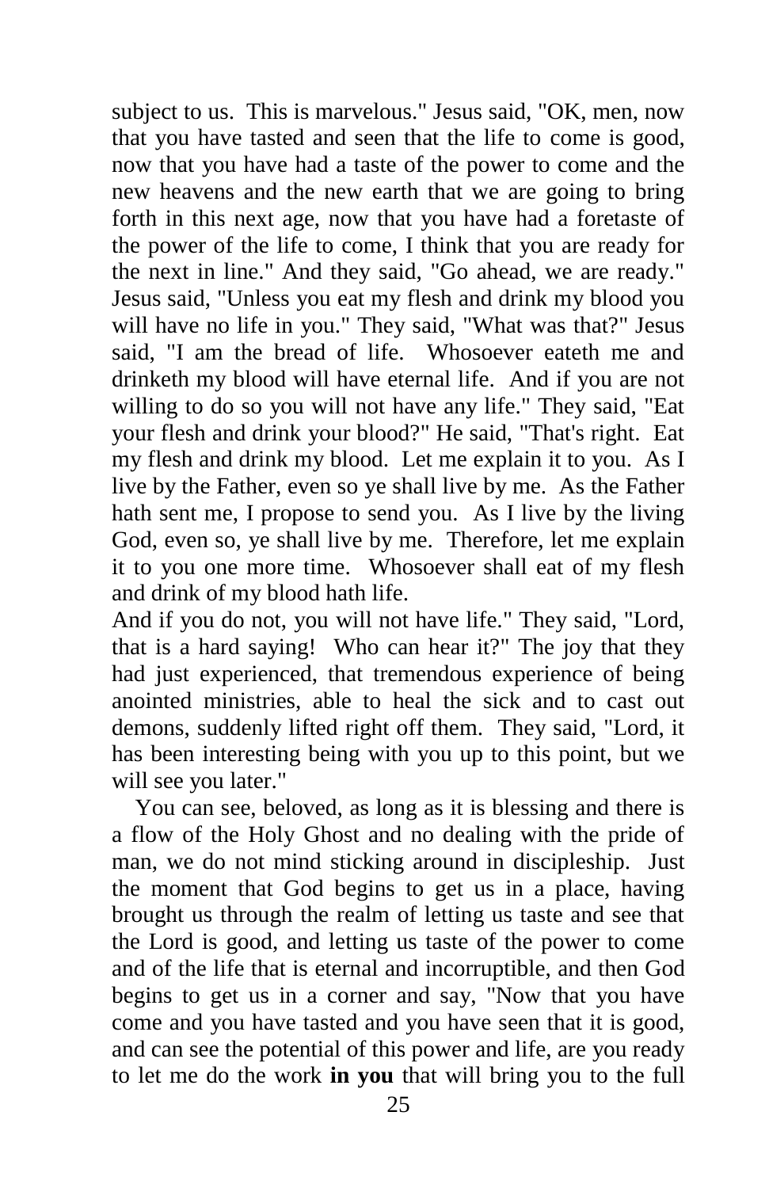subject to us. This is marvelous." Jesus said, "OK, men, now that you have tasted and seen that the life to come is good, now that you have had a taste of the power to come and the new heavens and the new earth that we are going to bring forth in this next age, now that you have had a foretaste of the power of the life to come, I think that you are ready for the next in line." And they said, "Go ahead, we are ready." Jesus said, "Unless you eat my flesh and drink my blood you will have no life in you." They said, "What was that?" Jesus said, "I am the bread of life. Whosoever eateth me and drinketh my blood will have eternal life. And if you are not willing to do so you will not have any life." They said, "Eat your flesh and drink your blood?" He said, "That's right. Eat my flesh and drink my blood. Let me explain it to you. As I live by the Father, even so ye shall live by me. As the Father hath sent me, I propose to send you. As I live by the living God, even so, ye shall live by me. Therefore, let me explain it to you one more time. Whosoever shall eat of my flesh and drink of my blood hath life.

And if you do not, you will not have life." They said, "Lord, that is a hard saying! Who can hear it?" The joy that they had just experienced, that tremendous experience of being anointed ministries, able to heal the sick and to cast out demons, suddenly lifted right off them. They said, "Lord, it has been interesting being with you up to this point, but we will see you later."

You can see, beloved, as long as it is blessing and there is a flow of the Holy Ghost and no dealing with the pride of man, we do not mind sticking around in discipleship. Just the moment that God begins to get us in a place, having brought us through the realm of letting us taste and see that the Lord is good, and letting us taste of the power to come and of the life that is eternal and incorruptible, and then God begins to get us in a corner and say, "Now that you have come and you have tasted and you have seen that it is good, and can see the potential of this power and life, are you ready to let me do the work **in you** that will bring you to the full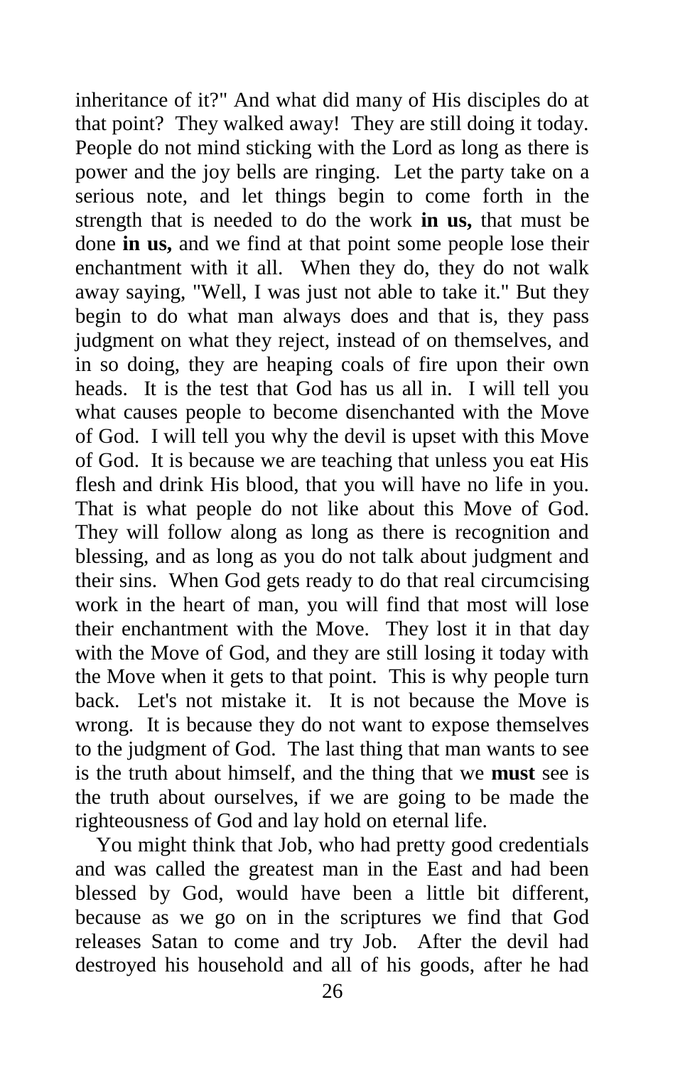inheritance of it?" And what did many of His disciples do at that point? They walked away! They are still doing it today. People do not mind sticking with the Lord as long as there is power and the joy bells are ringing. Let the party take on a serious note, and let things begin to come forth in the strength that is needed to do the work **in us,** that must be done **in us,** and we find at that point some people lose their enchantment with it all. When they do, they do not walk away saying, "Well, I was just not able to take it." But they begin to do what man always does and that is, they pass judgment on what they reject, instead of on themselves, and in so doing, they are heaping coals of fire upon their own heads. It is the test that God has us all in. I will tell you what causes people to become disenchanted with the Move of God. I will tell you why the devil is upset with this Move of God. It is because we are teaching that unless you eat His flesh and drink His blood, that you will have no life in you. That is what people do not like about this Move of God. They will follow along as long as there is recognition and blessing, and as long as you do not talk about judgment and their sins. When God gets ready to do that real circumcising work in the heart of man, you will find that most will lose their enchantment with the Move. They lost it in that day with the Move of God, and they are still losing it today with the Move when it gets to that point. This is why people turn back. Let's not mistake it. It is not because the Move is wrong. It is because they do not want to expose themselves to the judgment of God. The last thing that man wants to see is the truth about himself, and the thing that we **must** see is the truth about ourselves, if we are going to be made the righteousness of God and lay hold on eternal life.

You might think that Job, who had pretty good credentials and was called the greatest man in the East and had been blessed by God, would have been a little bit different, because as we go on in the scriptures we find that God releases Satan to come and try Job. After the devil had destroyed his household and all of his goods, after he had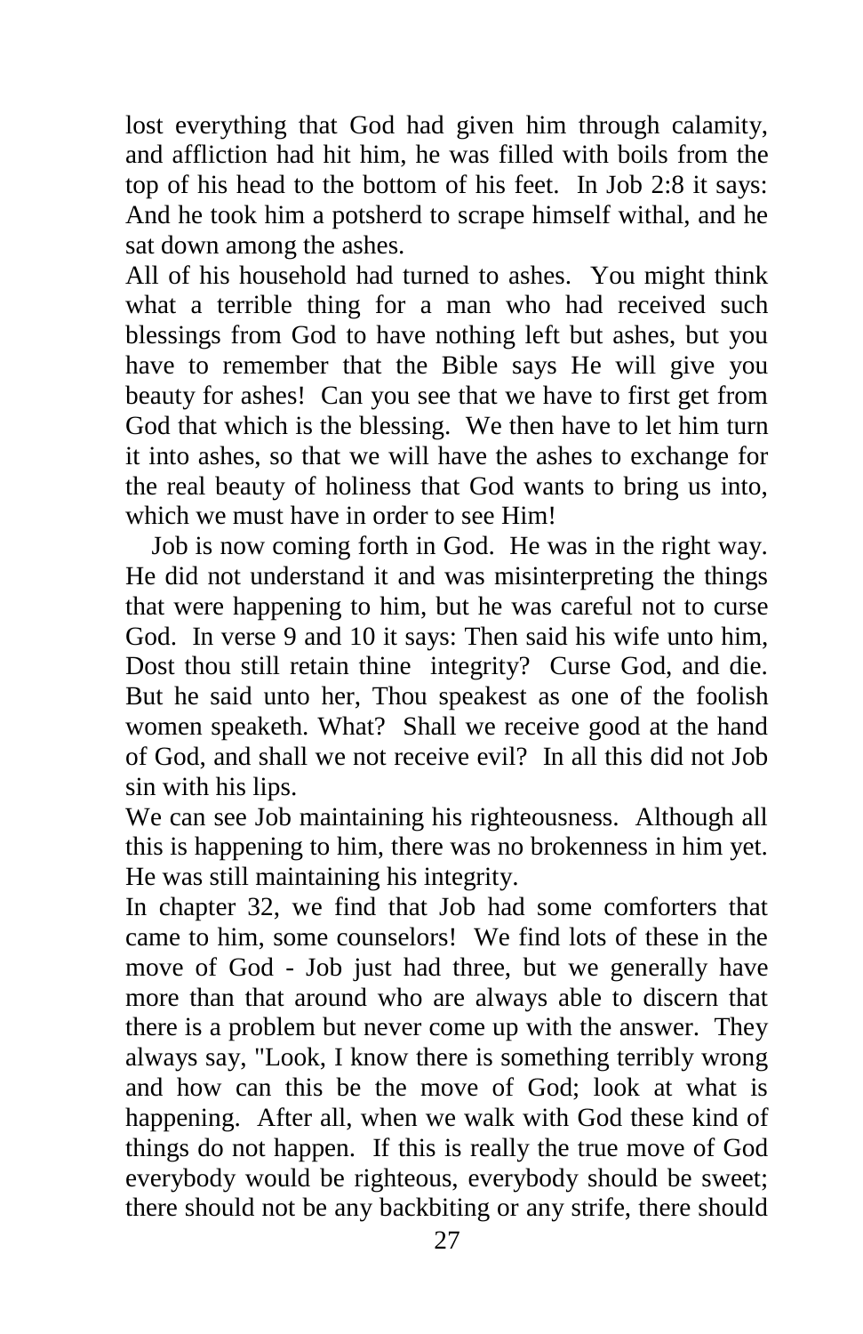lost everything that God had given him through calamity, and affliction had hit him, he was filled with boils from the top of his head to the bottom of his feet. In Job 2:8 it says: And he took him a potsherd to scrape himself withal, and he sat down among the ashes.

All of his household had turned to ashes. You might think what a terrible thing for a man who had received such blessings from God to have nothing left but ashes, but you have to remember that the Bible says He will give you beauty for ashes! Can you see that we have to first get from God that which is the blessing. We then have to let him turn it into ashes, so that we will have the ashes to exchange for the real beauty of holiness that God wants to bring us into, which we must have in order to see Him!

Job is now coming forth in God. He was in the right way. He did not understand it and was misinterpreting the things that were happening to him, but he was careful not to curse God. In verse 9 and 10 it says: Then said his wife unto him, Dost thou still retain thine integrity? Curse God, and die. But he said unto her, Thou speakest as one of the foolish women speaketh. What? Shall we receive good at the hand of God, and shall we not receive evil? In all this did not Job sin with his lips.

We can see Job maintaining his righteousness. Although all this is happening to him, there was no brokenness in him yet. He was still maintaining his integrity.

In chapter 32, we find that Job had some comforters that came to him, some counselors! We find lots of these in the move of God - Job just had three, but we generally have more than that around who are always able to discern that there is a problem but never come up with the answer. They always say, "Look, I know there is something terribly wrong and how can this be the move of God; look at what is happening. After all, when we walk with God these kind of things do not happen. If this is really the true move of God everybody would be righteous, everybody should be sweet; there should not be any backbiting or any strife, there should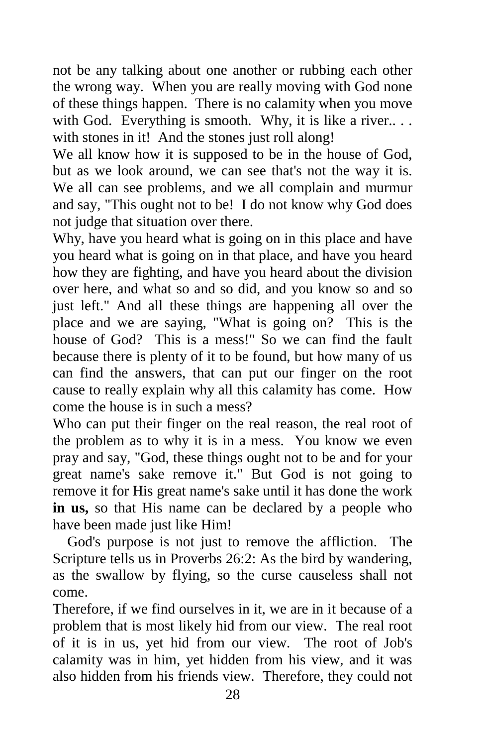not be any talking about one another or rubbing each other the wrong way. When you are really moving with God none of these things happen. There is no calamity when you move with God. Everything is smooth. Why, it is like a river.. . . with stones in it! And the stones just roll along!

We all know how it is supposed to be in the house of God, but as we look around, we can see that's not the way it is. We all can see problems, and we all complain and murmur and say, "This ought not to be! I do not know why God does not judge that situation over there.

Why, have you heard what is going on in this place and have you heard what is going on in that place, and have you heard how they are fighting, and have you heard about the division over here, and what so and so did, and you know so and so just left." And all these things are happening all over the place and we are saying, "What is going on? This is the house of God? This is a mess!" So we can find the fault because there is plenty of it to be found, but how many of us can find the answers, that can put our finger on the root cause to really explain why all this calamity has come. How come the house is in such a mess?

Who can put their finger on the real reason, the real root of the problem as to why it is in a mess. You know we even pray and say, "God, these things ought not to be and for your great name's sake remove it." But God is not going to remove it for His great name's sake until it has done the work **in us,** so that His name can be declared by a people who have been made just like Him!

God's purpose is not just to remove the affliction. The Scripture tells us in Proverbs 26:2: As the bird by wandering, as the swallow by flying, so the curse causeless shall not come.

Therefore, if we find ourselves in it, we are in it because of a problem that is most likely hid from our view. The real root of it is in us, yet hid from our view. The root of Job's calamity was in him, yet hidden from his view, and it was also hidden from his friends view. Therefore, they could not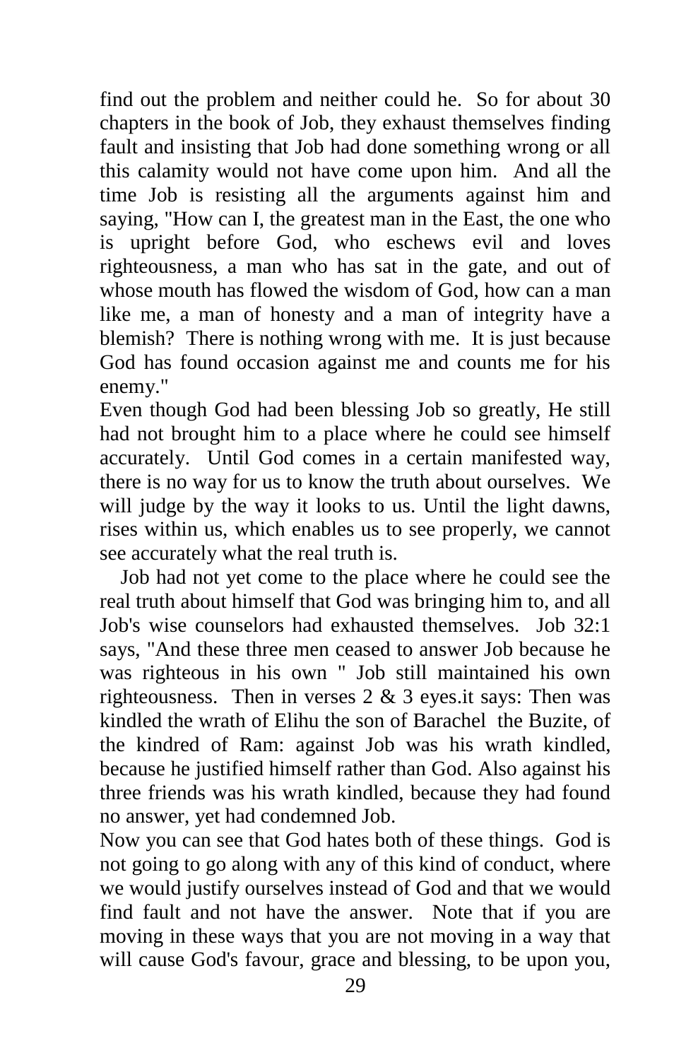find out the problem and neither could he. So for about 30 chapters in the book of Job, they exhaust themselves finding fault and insisting that Job had done something wrong or all this calamity would not have come upon him. And all the time Job is resisting all the arguments against him and saying, "How can I, the greatest man in the East, the one who is upright before God, who eschews evil and loves righteousness, a man who has sat in the gate, and out of whose mouth has flowed the wisdom of God, how can a man like me, a man of honesty and a man of integrity have a blemish? There is nothing wrong with me. It is just because God has found occasion against me and counts me for his enemy."

Even though God had been blessing Job so greatly, He still had not brought him to a place where he could see himself accurately. Until God comes in a certain manifested way, there is no way for us to know the truth about ourselves. We will judge by the way it looks to us. Until the light dawns, rises within us, which enables us to see properly, we cannot see accurately what the real truth is.

Job had not yet come to the place where he could see the real truth about himself that God was bringing him to, and all Job's wise counselors had exhausted themselves. Job 32:1 says, "And these three men ceased to answer Job because he was righteous in his own " Job still maintained his own righteousness. Then in verses 2 & 3 eyes.it says: Then was kindled the wrath of Elihu the son of Barachel the Buzite, of the kindred of Ram: against Job was his wrath kindled, because he justified himself rather than God. Also against his three friends was his wrath kindled, because they had found no answer, yet had condemned Job.

Now you can see that God hates both of these things. God is not going to go along with any of this kind of conduct, where we would justify ourselves instead of God and that we would find fault and not have the answer. Note that if you are moving in these ways that you are not moving in a way that will cause God's favour, grace and blessing, to be upon you,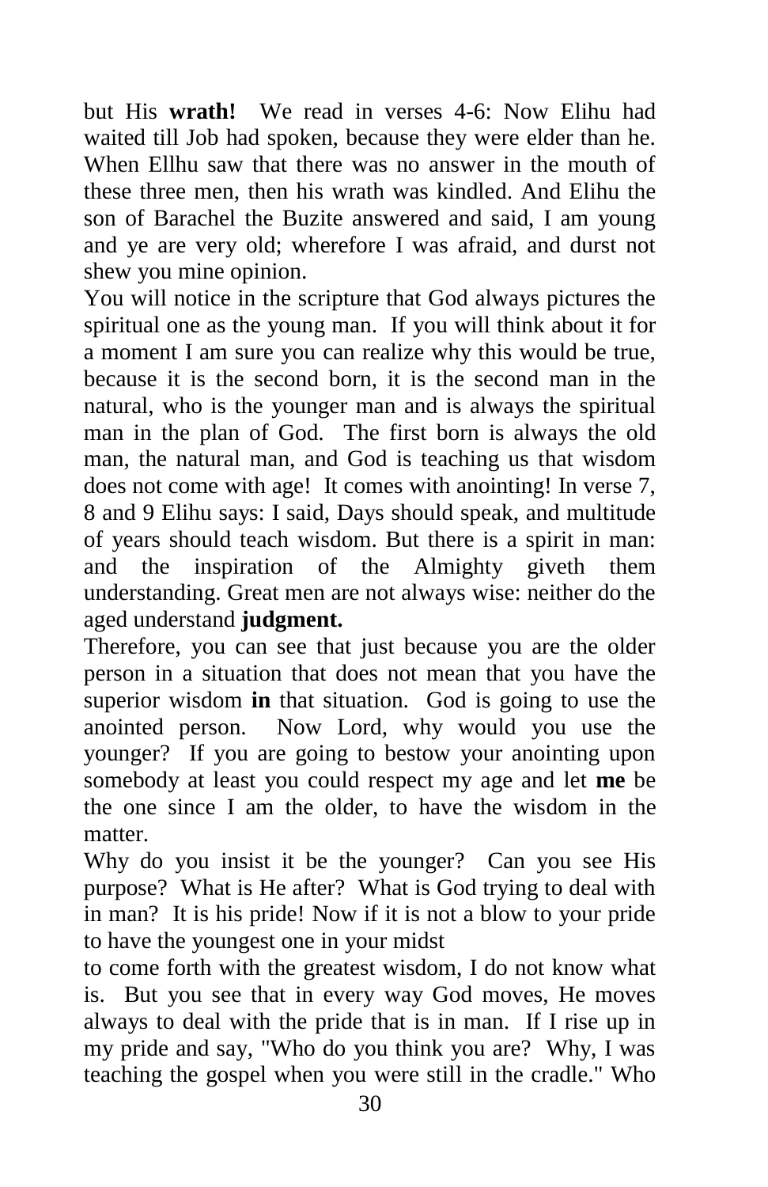but His **wrath!** We read in verses 4-6: Now Elihu had waited till Job had spoken, because they were elder than he. When Ellhu saw that there was no answer in the mouth of these three men, then his wrath was kindled. And Elihu the son of Barachel the Buzite answered and said, I am young and ye are very old; wherefore I was afraid, and durst not shew you mine opinion.

You will notice in the scripture that God always pictures the spiritual one as the young man. If you will think about it for a moment I am sure you can realize why this would be true, because it is the second born, it is the second man in the natural, who is the younger man and is always the spiritual man in the plan of God. The first born is always the old man, the natural man, and God is teaching us that wisdom does not come with age! It comes with anointing! In verse 7, 8 and 9 Elihu says: I said, Days should speak, and multitude of years should teach wisdom. But there is a spirit in man: and the inspiration of the Almighty giveth them understanding. Great men are not always wise: neither do the aged understand **judgment.**

Therefore, you can see that just because you are the older person in a situation that does not mean that you have the superior wisdom **in** that situation. God is going to use the anointed person. Now Lord, why would you use the younger? If you are going to bestow your anointing upon somebody at least you could respect my age and let **me** be the one since I am the older, to have the wisdom in the matter.

Why do you insist it be the younger? Can you see His purpose? What is He after? What is God trying to deal with in man? It is his pride! Now if it is not a blow to your pride to have the youngest one in your midst to come forth with the greatest wisdom, I do not know what is. But you see that in every way God moves, He moves always to deal with the pride that is in man. If I rise up in my pride and say, "Who do you think you are? Why, I was teaching the gospel when you were still in the cradle." Who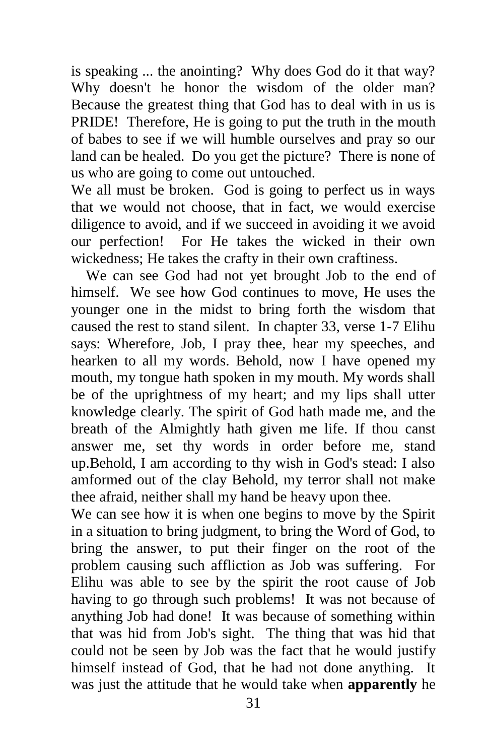is speaking ... the anointing? Why does God do it that way? Why doesn't he honor the wisdom of the older man? Because the greatest thing that God has to deal with in us is PRIDE! Therefore, He is going to put the truth in the mouth of babes to see if we will humble ourselves and pray so our land can be healed. Do you get the picture? There is none of us who are going to come out untouched.

We all must be broken. God is going to perfect us in ways that we would not choose, that in fact, we would exercise diligence to avoid, and if we succeed in avoiding it we avoid our perfection! For He takes the wicked in their own wickedness; He takes the crafty in their own craftiness.

We can see God had not yet brought Job to the end of himself. We see how God continues to move, He uses the younger one in the midst to bring forth the wisdom that caused the rest to stand silent. In chapter 33, verse 1-7 Elihu says: Wherefore, Job, I pray thee, hear my speeches, and hearken to all my words. Behold, now I have opened my mouth, my tongue hath spoken in my mouth. My words shall be of the uprightness of my heart; and my lips shall utter knowledge clearly. The spirit of God hath made me, and the breath of the Almightly hath given me life. If thou canst answer me, set thy words in order before me, stand up.Behold, I am according to thy wish in God's stead: I also amformed out of the clay Behold, my terror shall not make thee afraid, neither shall my hand be heavy upon thee.

We can see how it is when one begins to move by the Spirit in a situation to bring judgment, to bring the Word of God, to bring the answer, to put their finger on the root of the problem causing such affliction as Job was suffering. For Elihu was able to see by the spirit the root cause of Job having to go through such problems! It was not because of anything Job had done! It was because of something within that was hid from Job's sight. The thing that was hid that could not be seen by Job was the fact that he would justify himself instead of God, that he had not done anything. It was just the attitude that he would take when **apparently** he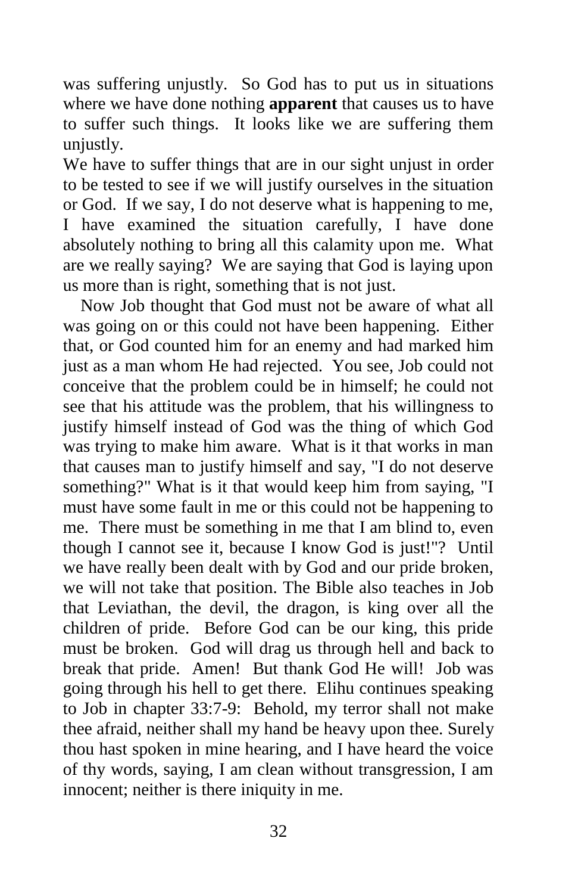was suffering unjustly. So God has to put us in situations where we have done nothing **apparent** that causes us to have to suffer such things. It looks like we are suffering them unjustly.

We have to suffer things that are in our sight unjust in order to be tested to see if we will justify ourselves in the situation or God. If we say, I do not deserve what is happening to me, I have examined the situation carefully, I have done absolutely nothing to bring all this calamity upon me. What are we really saying? We are saying that God is laying upon us more than is right, something that is not just.

Now Job thought that God must not be aware of what all was going on or this could not have been happening. Either that, or God counted him for an enemy and had marked him just as a man whom He had rejected. You see, Job could not conceive that the problem could be in himself; he could not see that his attitude was the problem, that his willingness to justify himself instead of God was the thing of which God was trying to make him aware. What is it that works in man that causes man to justify himself and say, "I do not deserve something?" What is it that would keep him from saying, "I must have some fault in me or this could not be happening to me. There must be something in me that I am blind to, even though I cannot see it, because I know God is just!"? Until we have really been dealt with by God and our pride broken, we will not take that position. The Bible also teaches in Job that Leviathan, the devil, the dragon, is king over all the children of pride. Before God can be our king, this pride must be broken. God will drag us through hell and back to break that pride. Amen! But thank God He will! Job was going through his hell to get there. Elihu continues speaking to Job in chapter 33:7-9: Behold, my terror shall not make thee afraid, neither shall my hand be heavy upon thee. Surely thou hast spoken in mine hearing, and I have heard the voice of thy words, saying, I am clean without transgression, I am innocent; neither is there iniquity in me.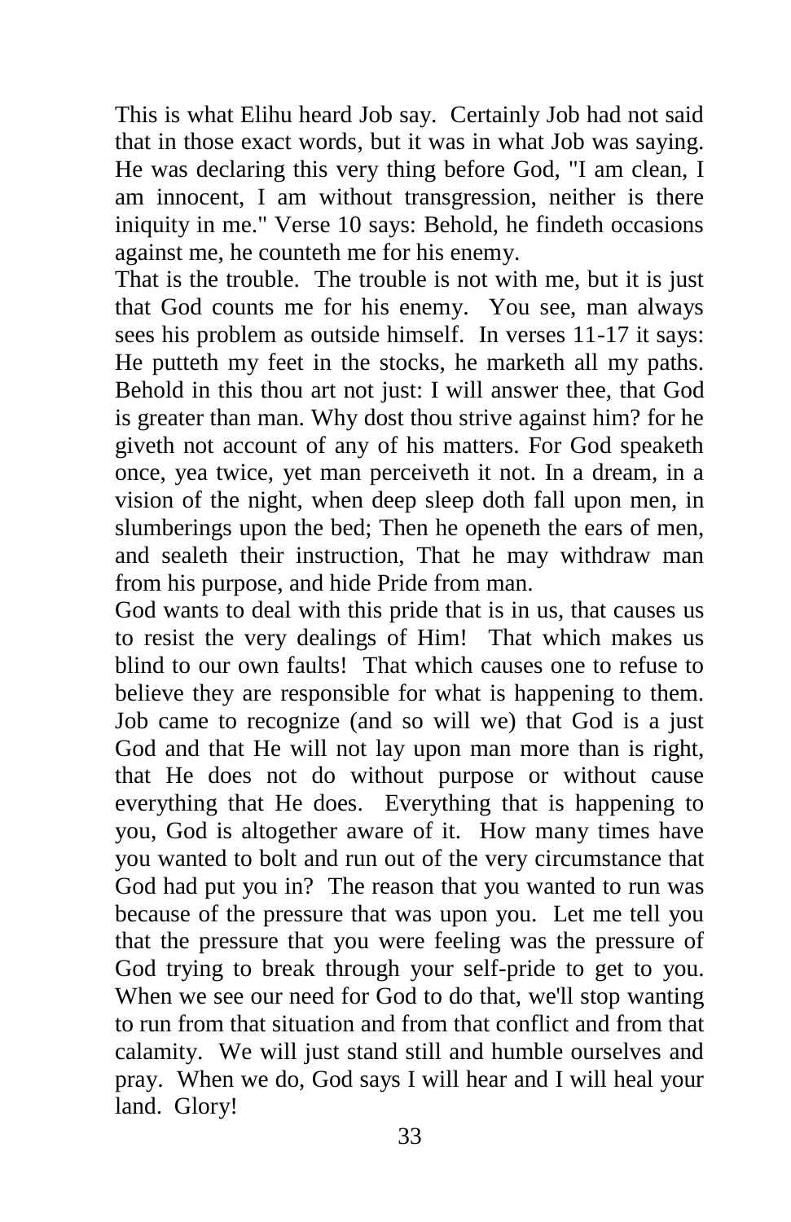This is what Elihu heard Job say. Certainly Job had not said that in those exact words, but it was in what Job was saying. He was declaring this very thing before God, "I am clean, I am innocent, I am without transgression, neither is there iniquity in me." Verse 10 says: Behold, he findeth occasions against me, he counteth me for his enemy.

That is the trouble. The trouble is not with me, but it is just that God counts me for his enemy. You see, man always sees his problem as outside himself. In verses 11-17 it says: He putteth my feet in the stocks, he marketh all my paths. Behold in this thou art not just: I will answer thee, that God is greater than man. Why dost thou strive against him? for he giveth not account of any of his matters. For God speaketh once, yea twice, yet man perceiveth it not. In a dream, in a vision of the night, when deep sleep doth fall upon men, in slumberings upon the bed; Then he openeth the ears of men, and sealeth their instruction, That he may withdraw man from his purpose, and hide Pride from man.

God wants to deal with this pride that is in us, that causes us to resist the very dealings of Him! That which makes us blind to our own faults! That which causes one to refuse to believe they are responsible for what is happening to them. Job came to recognize (and so will we) that God is a just God and that He will not lay upon man more than is right, that He does not do without purpose or without cause everything that He does. Everything that is happening to you, God is altogether aware of it. How many times have you wanted to bolt and run out of the very circumstance that God had put you in? The reason that you wanted to run was because of the pressure that was upon you. Let me tell you that the pressure that you were feeling was the pressure of God trying to break through your self-pride to get to you. When we see our need for God to do that, we'll stop wanting to run from that situation and from that conflict and from that calamity. We will just stand still and humble ourselves and pray. When we do, God says I will hear and I will heal your land. Glory!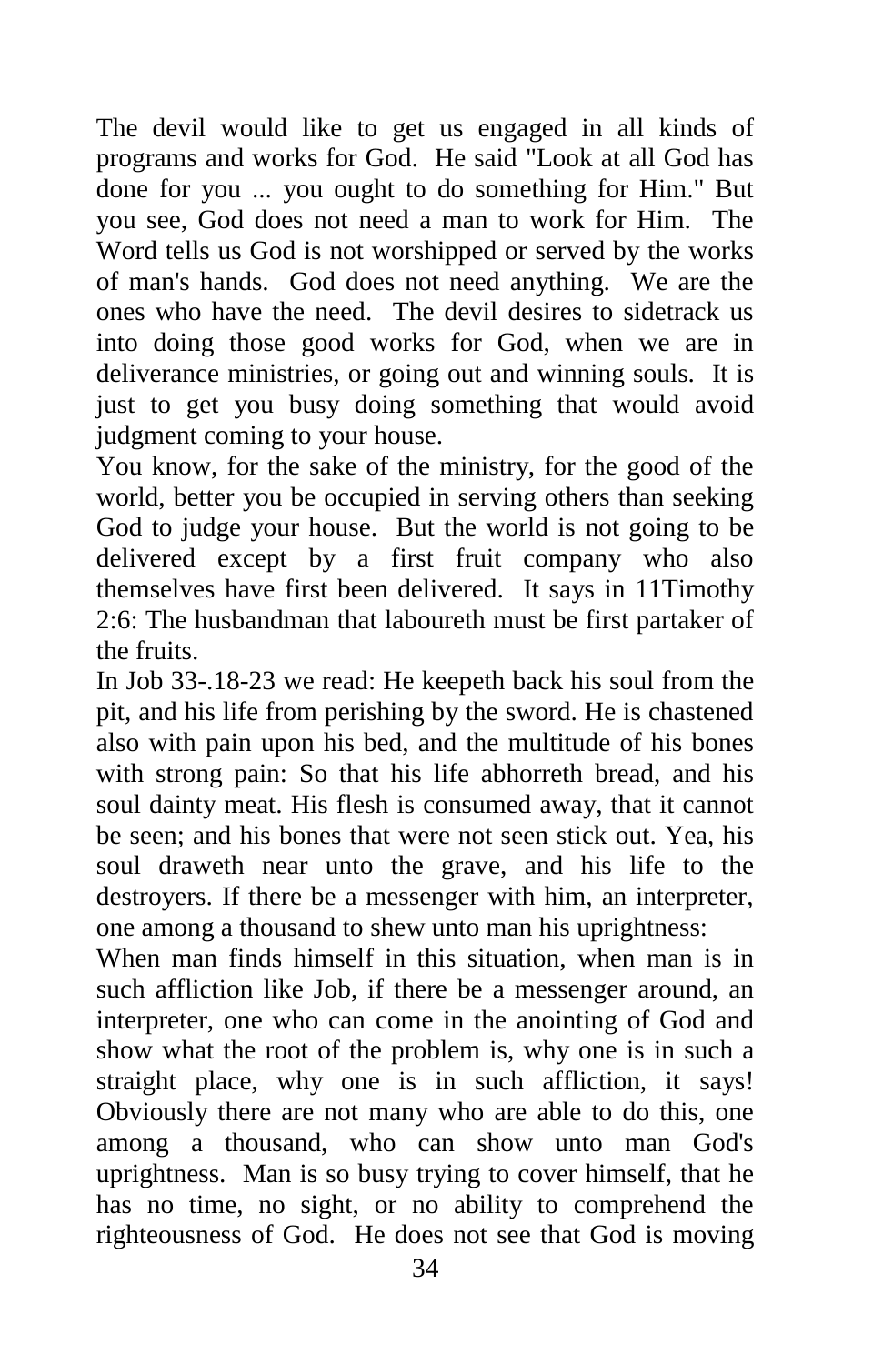The devil would like to get us engaged in all kinds of programs and works for God. He said "Look at all God has done for you ... you ought to do something for Him." But you see, God does not need a man to work for Him. The Word tells us God is not worshipped or served by the works of man's hands. God does not need anything. We are the ones who have the need. The devil desires to sidetrack us into doing those good works for God, when we are in deliverance ministries, or going out and winning souls. It is just to get you busy doing something that would avoid judgment coming to your house.

You know, for the sake of the ministry, for the good of the world, better you be occupied in serving others than seeking God to judge your house. But the world is not going to be delivered except by a first fruit company who also themselves have first been delivered. It says in 11Timothy 2:6: The husbandman that laboureth must be first partaker of the fruits.

In Job 33-.18-23 we read: He keepeth back his soul from the pit, and his life from perishing by the sword. He is chastened also with pain upon his bed, and the multitude of his bones with strong pain: So that his life abhorreth bread, and his soul dainty meat. His flesh is consumed away, that it cannot be seen; and his bones that were not seen stick out. Yea, his soul draweth near unto the grave, and his life to the destroyers. If there be a messenger with him, an interpreter, one among a thousand to shew unto man his uprightness:

When man finds himself in this situation, when man is in such affliction like Job, if there be a messenger around, an interpreter, one who can come in the anointing of God and show what the root of the problem is, why one is in such a straight place, why one is in such affliction, it says! Obviously there are not many who are able to do this, one among a thousand, who can show unto man God's uprightness. Man is so busy trying to cover himself, that he has no time, no sight, or no ability to comprehend the righteousness of God. He does not see that God is moving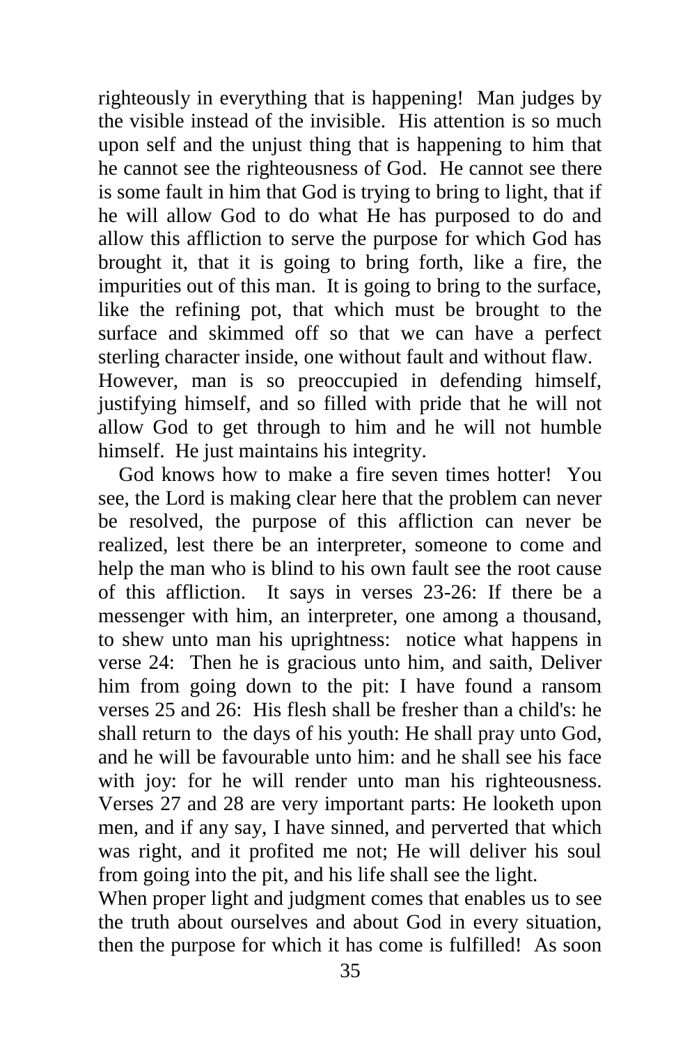righteously in everything that is happening! Man judges by the visible instead of the invisible. His attention is so much upon self and the unjust thing that is happening to him that he cannot see the righteousness of God. He cannot see there is some fault in him that God is trying to bring to light, that if he will allow God to do what He has purposed to do and allow this affliction to serve the purpose for which God has brought it, that it is going to bring forth, like a fire, the impurities out of this man. It is going to bring to the surface, like the refining pot, that which must be brought to the surface and skimmed off so that we can have a perfect sterling character inside, one without fault and without flaw. However, man is so preoccupied in defending himself, justifying himself, and so filled with pride that he will not allow God to get through to him and he will not humble himself. He just maintains his integrity.

God knows how to make a fire seven times hotter! You see, the Lord is making clear here that the problem can never be resolved, the purpose of this affliction can never be realized, lest there be an interpreter, someone to come and help the man who is blind to his own fault see the root cause of this affliction. It says in verses 23-26: If there be a messenger with him, an interpreter, one among a thousand, to shew unto man his uprightness: notice what happens in verse 24: Then he is gracious unto him, and saith, Deliver him from going down to the pit: I have found a ransom verses 25 and 26: His flesh shall be fresher than a child's: he shall return to the days of his youth: He shall pray unto God, and he will be favourable unto him: and he shall see his face with joy: for he will render unto man his righteousness. Verses 27 and 28 are very important parts: He looketh upon men, and if any say, I have sinned, and perverted that which was right, and it profited me not; He will deliver his soul from going into the pit, and his life shall see the light.

When proper light and judgment comes that enables us to see the truth about ourselves and about God in every situation, then the purpose for which it has come is fulfilled! As soon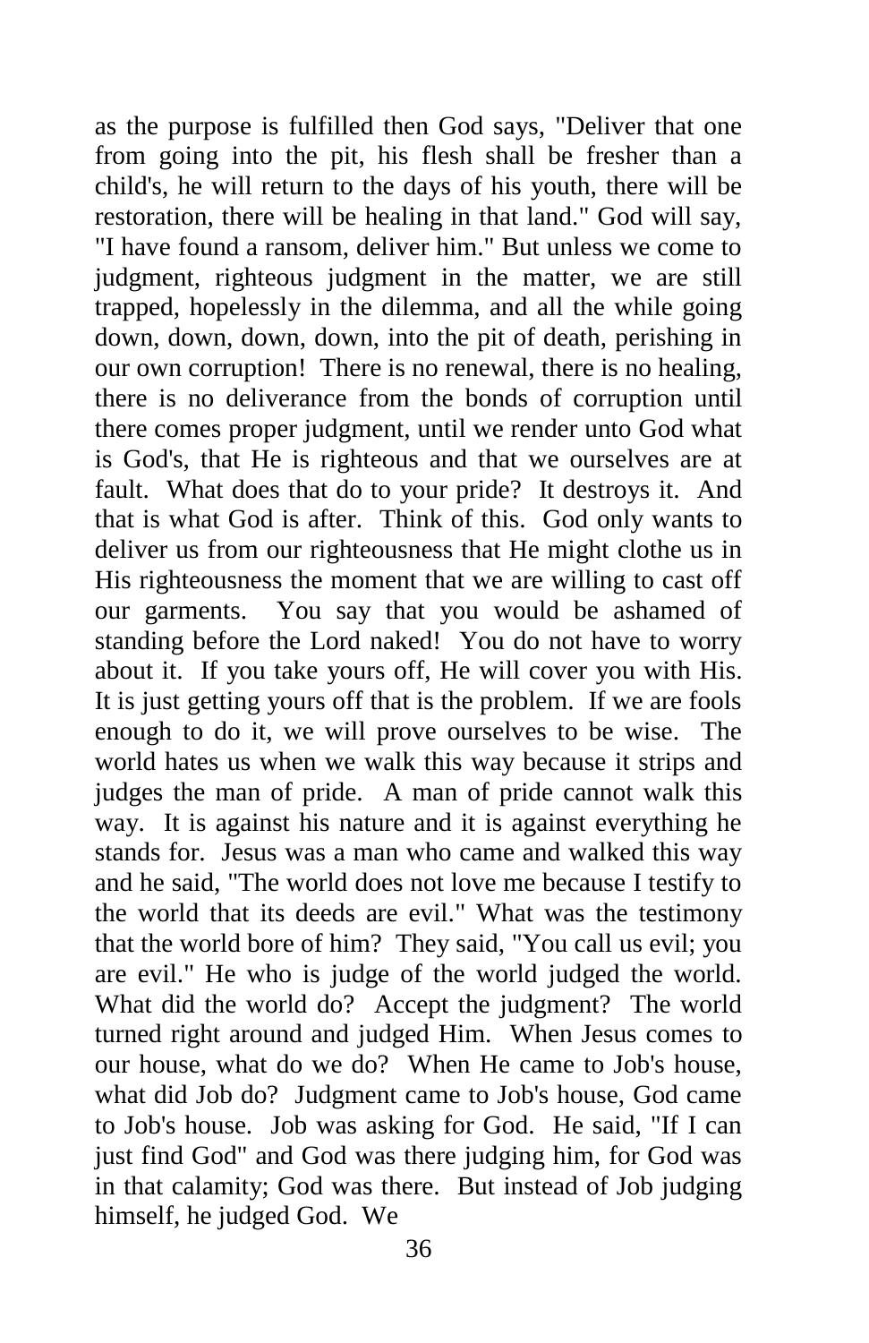as the purpose is fulfilled then God says, "Deliver that one from going into the pit, his flesh shall be fresher than a child's, he will return to the days of his youth, there will be restoration, there will be healing in that land." God will say, "I have found a ransom, deliver him." But unless we come to judgment, righteous judgment in the matter, we are still trapped, hopelessly in the dilemma, and all the while going down, down, down, down, into the pit of death, perishing in our own corruption! There is no renewal, there is no healing, there is no deliverance from the bonds of corruption until there comes proper judgment, until we render unto God what is God's, that He is righteous and that we ourselves are at fault. What does that do to your pride? It destroys it. And that is what God is after. Think of this. God only wants to deliver us from our righteousness that He might clothe us in His righteousness the moment that we are willing to cast off our garments. You say that you would be ashamed of standing before the Lord naked! You do not have to worry about it. If you take yours off, He will cover you with His. It is just getting yours off that is the problem. If we are fools enough to do it, we will prove ourselves to be wise. The world hates us when we walk this way because it strips and judges the man of pride. A man of pride cannot walk this way. It is against his nature and it is against everything he stands for. Jesus was a man who came and walked this way and he said, "The world does not love me because I testify to the world that its deeds are evil." What was the testimony that the world bore of him? They said, "You call us evil; you are evil." He who is judge of the world judged the world. What did the world do? Accept the judgment? The world turned right around and judged Him. When Jesus comes to our house, what do we do? When He came to Job's house, what did Job do? Judgment came to Job's house, God came to Job's house. Job was asking for God. He said, "If I can just find God" and God was there judging him, for God was in that calamity; God was there. But instead of Job judging himself, he judged God. We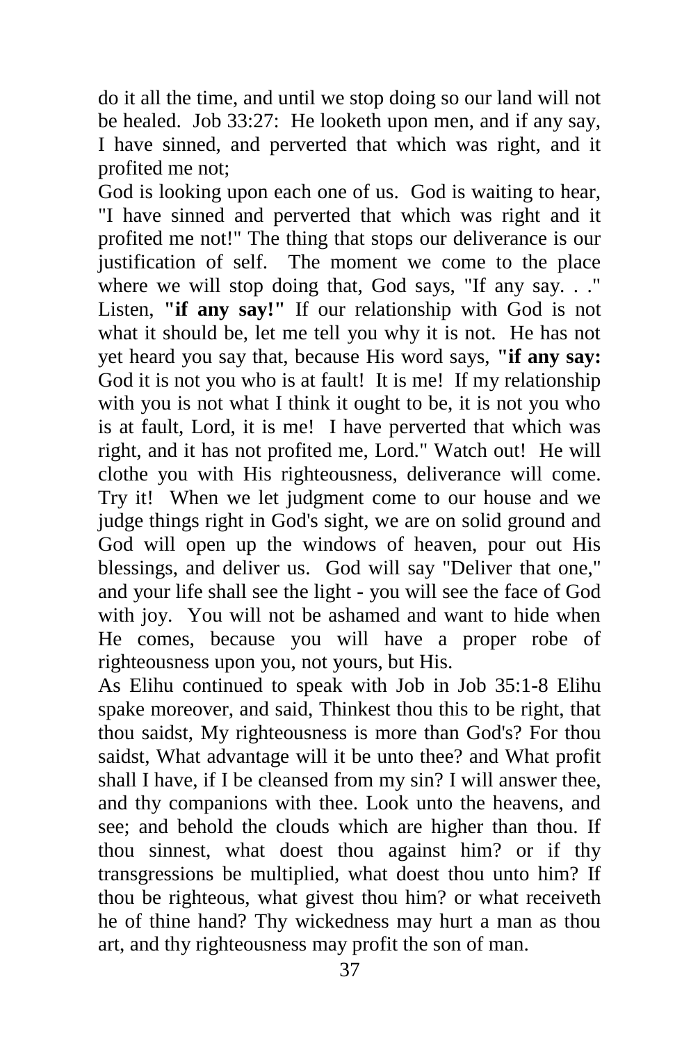do it all the time, and until we stop doing so our land will not be healed. Job 33:27: He looketh upon men, and if any say, I have sinned, and perverted that which was right, and it profited me not;

God is looking upon each one of us. God is waiting to hear, "I have sinned and perverted that which was right and it profited me not!" The thing that stops our deliverance is our justification of self. The moment we come to the place where we will stop doing that, God says, "If any say. . ." Listen, **"if any say!"** If our relationship with God is not what it should be, let me tell you why it is not. He has not yet heard you say that, because His word says, **"if any say:** God it is not you who is at fault! It is me! If my relationship with you is not what I think it ought to be, it is not you who is at fault, Lord, it is me! I have perverted that which was right, and it has not profited me, Lord." Watch out! He will clothe you with His righteousness, deliverance will come. Try it! When we let judgment come to our house and we judge things right in God's sight, we are on solid ground and God will open up the windows of heaven, pour out His blessings, and deliver us. God will say "Deliver that one," and your life shall see the light - you will see the face of God with joy. You will not be ashamed and want to hide when He comes, because you will have a proper robe of righteousness upon you, not yours, but His.

As Elihu continued to speak with Job in Job 35:1-8 Elihu spake moreover, and said, Thinkest thou this to be right, that thou saidst, My righteousness is more than God's? For thou saidst, What advantage will it be unto thee? and What profit shall I have, if I be cleansed from my sin? I will answer thee, and thy companions with thee. Look unto the heavens, and see; and behold the clouds which are higher than thou. If thou sinnest, what doest thou against him? or if thy transgressions be multiplied, what doest thou unto him? If thou be righteous, what givest thou him? or what receiveth he of thine hand? Thy wickedness may hurt a man as thou art, and thy righteousness may profit the son of man.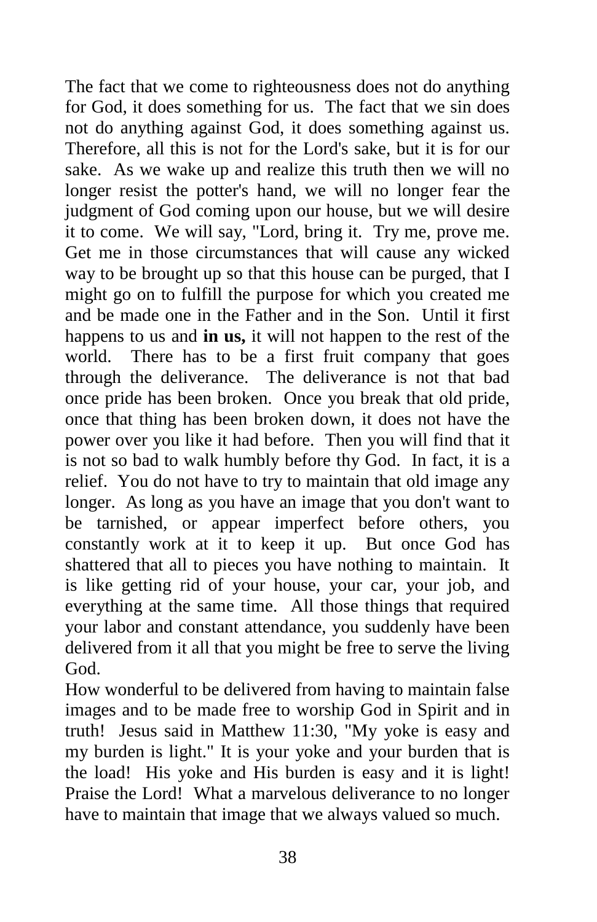The fact that we come to righteousness does not do anything for God, it does something for us. The fact that we sin does not do anything against God, it does something against us. Therefore, all this is not for the Lord's sake, but it is for our sake. As we wake up and realize this truth then we will no longer resist the potter's hand, we will no longer fear the judgment of God coming upon our house, but we will desire it to come. We will say, "Lord, bring it. Try me, prove me. Get me in those circumstances that will cause any wicked way to be brought up so that this house can be purged, that I might go on to fulfill the purpose for which you created me and be made one in the Father and in the Son. Until it first happens to us and **in us,** it will not happen to the rest of the world. There has to be a first fruit company that goes through the deliverance. The deliverance is not that bad once pride has been broken. Once you break that old pride, once that thing has been broken down, it does not have the power over you like it had before. Then you will find that it is not so bad to walk humbly before thy God. In fact, it is a relief. You do not have to try to maintain that old image any longer. As long as you have an image that you don't want to be tarnished, or appear imperfect before others, you constantly work at it to keep it up. But once God has shattered that all to pieces you have nothing to maintain. It is like getting rid of your house, your car, your job, and everything at the same time. All those things that required your labor and constant attendance, you suddenly have been delivered from it all that you might be free to serve the living God.

How wonderful to be delivered from having to maintain false images and to be made free to worship God in Spirit and in truth! Jesus said in Matthew 11:30, "My yoke is easy and my burden is light." It is your yoke and your burden that is the load! His yoke and His burden is easy and it is light! Praise the Lord! What a marvelous deliverance to no longer have to maintain that image that we always valued so much.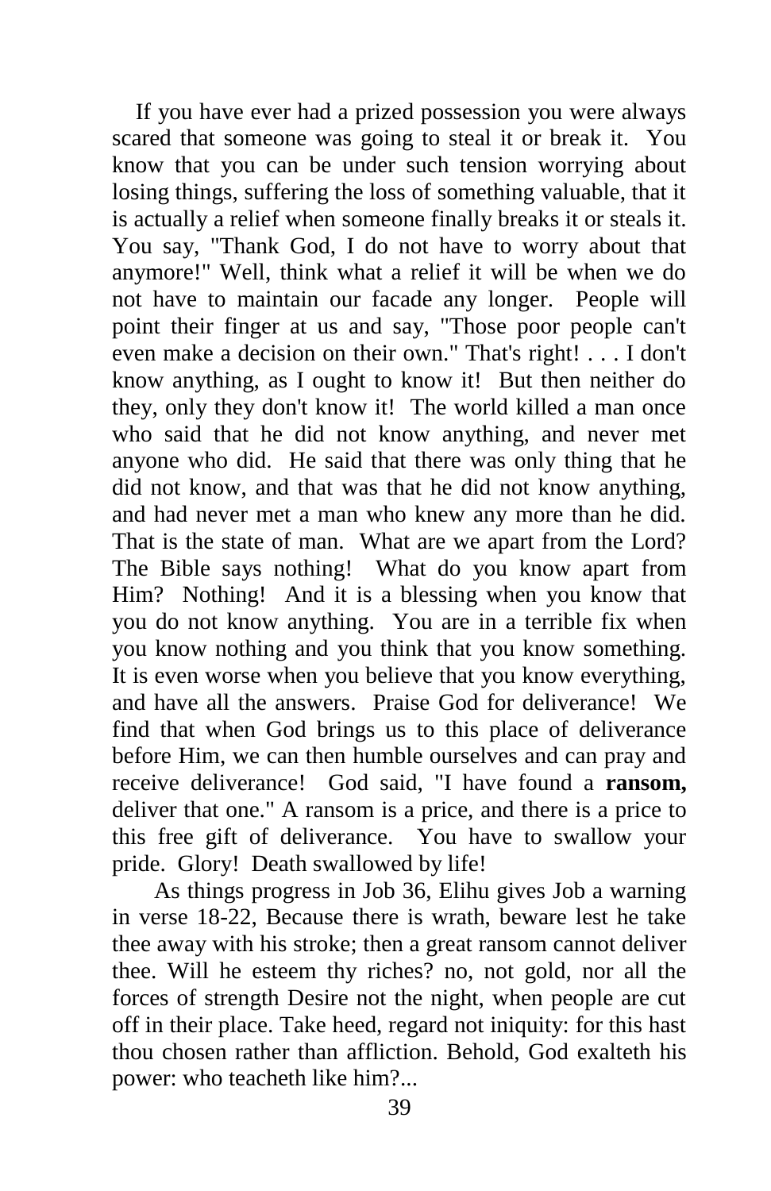If you have ever had a prized possession you were always scared that someone was going to steal it or break it. You know that you can be under such tension worrying about losing things, suffering the loss of something valuable, that it is actually a relief when someone finally breaks it or steals it. You say, "Thank God, I do not have to worry about that anymore!" Well, think what a relief it will be when we do not have to maintain our facade any longer. People will point their finger at us and say, "Those poor people can't even make a decision on their own." That's right! . . . I don't know anything, as I ought to know it! But then neither do they, only they don't know it! The world killed a man once who said that he did not know anything, and never met anyone who did. He said that there was only thing that he did not know, and that was that he did not know anything, and had never met a man who knew any more than he did. That is the state of man. What are we apart from the Lord? The Bible says nothing! What do you know apart from Him? Nothing! And it is a blessing when you know that you do not know anything. You are in a terrible fix when you know nothing and you think that you know something. It is even worse when you believe that you know everything, and have all the answers. Praise God for deliverance! We find that when God brings us to this place of deliverance before Him, we can then humble ourselves and can pray and receive deliverance! God said, "I have found a **ransom,** deliver that one." A ransom is a price, and there is a price to this free gift of deliverance. You have to swallow your pride. Glory! Death swallowed by life!

As things progress in Job 36, Elihu gives Job a warning in verse 18-22, Because there is wrath, beware lest he take thee away with his stroke; then a great ransom cannot deliver thee. Will he esteem thy riches? no, not gold, nor all the forces of strength Desire not the night, when people are cut off in their place. Take heed, regard not iniquity: for this hast thou chosen rather than affliction. Behold, God exalteth his power: who teacheth like him?...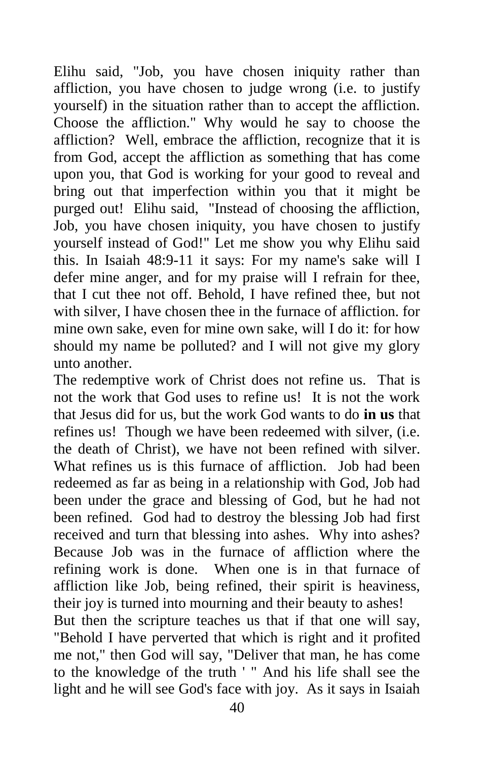Elihu said, "Job, you have chosen iniquity rather than affliction, you have chosen to judge wrong (i.e. to justify yourself) in the situation rather than to accept the affliction. Choose the affliction." Why would he say to choose the affliction? Well, embrace the affliction, recognize that it is from God, accept the affliction as something that has come upon you, that God is working for your good to reveal and bring out that imperfection within you that it might be purged out! Elihu said, "Instead of choosing the affliction, Job, you have chosen iniquity, you have chosen to justify yourself instead of God!" Let me show you why Elihu said this. In Isaiah 48:9-11 it says: For my name's sake will I defer mine anger, and for my praise will I refrain for thee, that I cut thee not off. Behold, I have refined thee, but not with silver, I have chosen thee in the furnace of affliction. for mine own sake, even for mine own sake, will I do it: for how should my name be polluted? and I will not give my glory unto another.

The redemptive work of Christ does not refine us. That is not the work that God uses to refine us! It is not the work that Jesus did for us, but the work God wants to do **in us** that refines us! Though we have been redeemed with silver, (i.e. the death of Christ), we have not been refined with silver. What refines us is this furnace of affliction. Job had been redeemed as far as being in a relationship with God, Job had been under the grace and blessing of God, but he had not been refined. God had to destroy the blessing Job had first received and turn that blessing into ashes. Why into ashes? Because Job was in the furnace of affliction where the refining work is done. When one is in that furnace of affliction like Job, being refined, their spirit is heaviness, their joy is turned into mourning and their beauty to ashes!

But then the scripture teaches us that if that one will say, "Behold I have perverted that which is right and it profited me not," then God will say, "Deliver that man, he has come to the knowledge of the truth ' " And his life shall see the light and he will see God's face with joy. As it says in Isaiah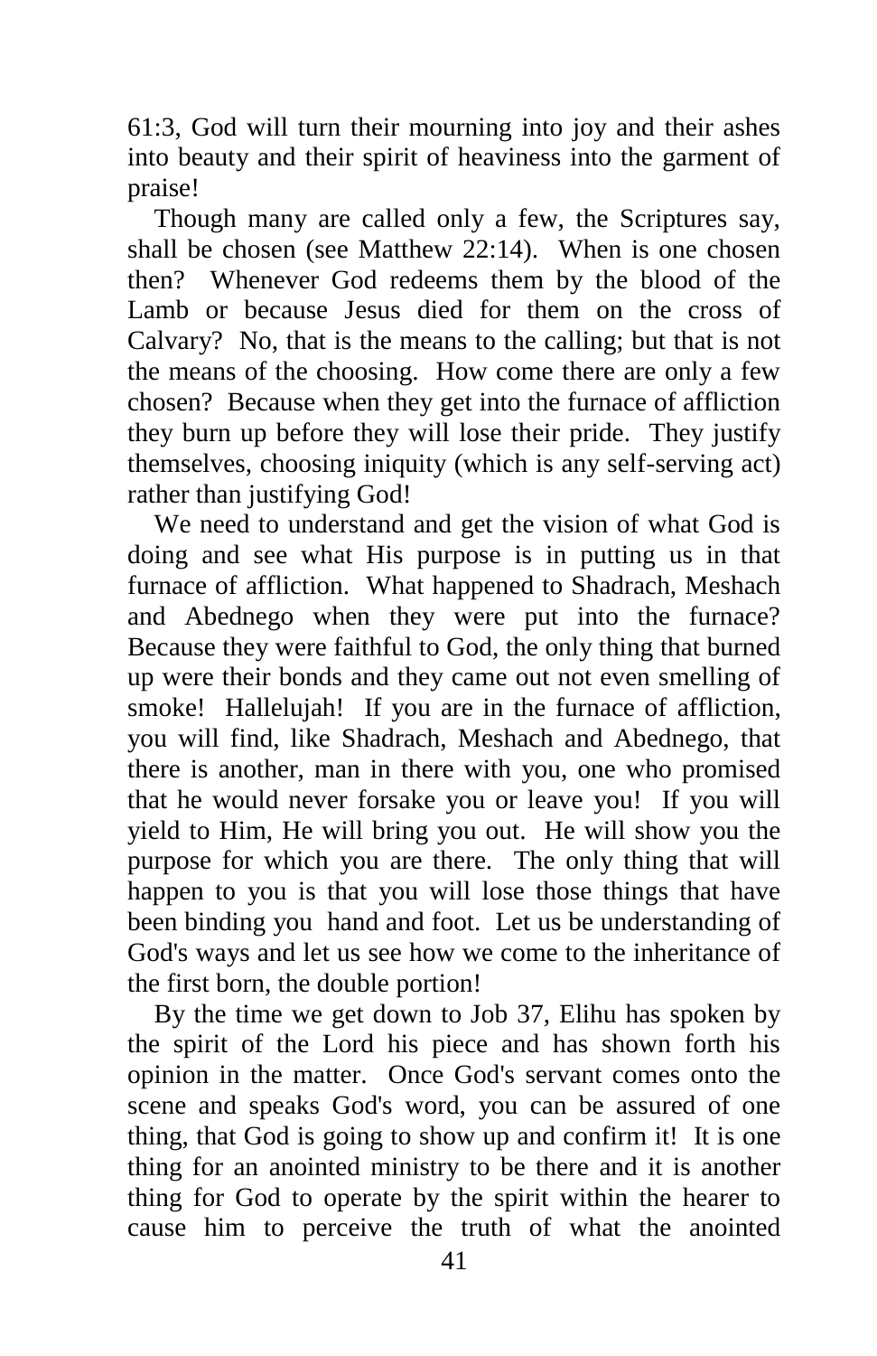61:3, God will turn their mourning into joy and their ashes into beauty and their spirit of heaviness into the garment of praise!

Though many are called only a few, the Scriptures say, shall be chosen (see Matthew 22:14). When is one chosen then? Whenever God redeems them by the blood of the Lamb or because Jesus died for them on the cross of Calvary? No, that is the means to the calling; but that is not the means of the choosing. How come there are only a few chosen? Because when they get into the furnace of affliction they burn up before they will lose their pride. They justify themselves, choosing iniquity (which is any self-serving act) rather than justifying God!

We need to understand and get the vision of what God is doing and see what His purpose is in putting us in that furnace of affliction. What happened to Shadrach, Meshach and Abednego when they were put into the furnace? Because they were faithful to God, the only thing that burned up were their bonds and they came out not even smelling of smoke! Hallelujah! If you are in the furnace of affliction, you will find, like Shadrach, Meshach and Abednego, that there is another, man in there with you, one who promised that he would never forsake you or leave you! If you will yield to Him, He will bring you out. He will show you the purpose for which you are there. The only thing that will happen to you is that you will lose those things that have been binding you hand and foot. Let us be understanding of God's ways and let us see how we come to the inheritance of the first born, the double portion!

By the time we get down to Job 37, Elihu has spoken by the spirit of the Lord his piece and has shown forth his opinion in the matter. Once God's servant comes onto the scene and speaks God's word, you can be assured of one thing, that God is going to show up and confirm it! It is one thing for an anointed ministry to be there and it is another thing for God to operate by the spirit within the hearer to cause him to perceive the truth of what the anointed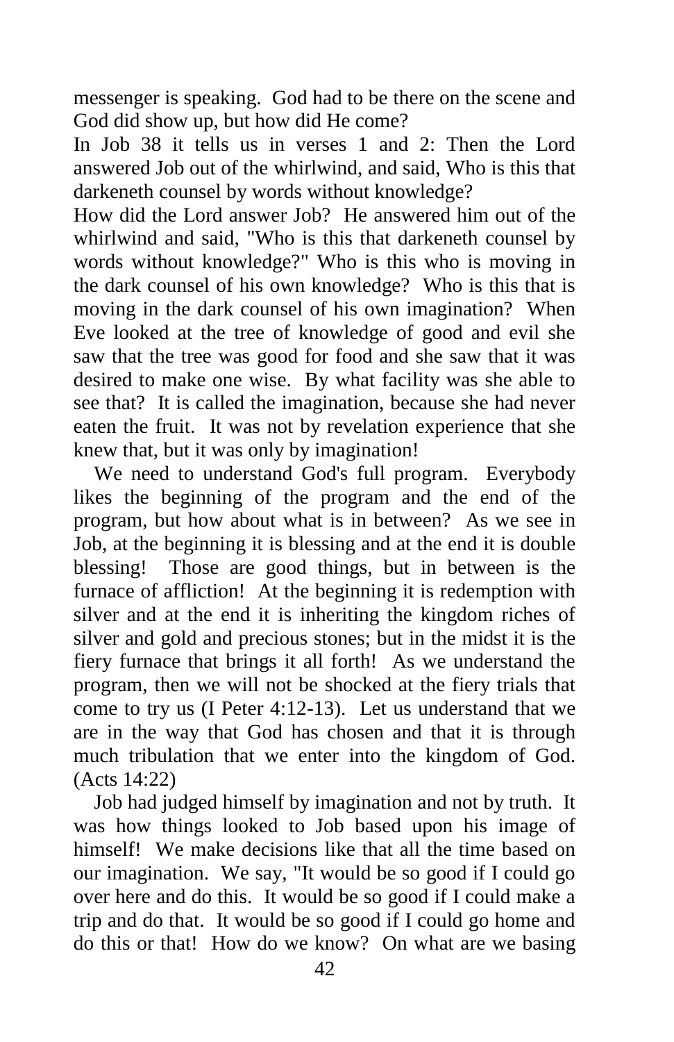messenger is speaking. God had to be there on the scene and God did show up, but how did He come?

In Job 38 it tells us in verses 1 and 2: Then the Lord answered Job out of the whirlwind, and said, Who is this that darkeneth counsel by words without knowledge?

How did the Lord answer Job? He answered him out of the whirlwind and said, "Who is this that darkeneth counsel by words without knowledge?" Who is this who is moving in the dark counsel of his own knowledge? Who is this that is moving in the dark counsel of his own imagination? When Eve looked at the tree of knowledge of good and evil she saw that the tree was good for food and she saw that it was desired to make one wise. By what facility was she able to see that? It is called the imagination, because she had never eaten the fruit. It was not by revelation experience that she knew that, but it was only by imagination!

We need to understand God's full program. Everybody likes the beginning of the program and the end of the program, but how about what is in between? As we see in Job, at the beginning it is blessing and at the end it is double blessing! Those are good things, but in between is the furnace of affliction! At the beginning it is redemption with silver and at the end it is inheriting the kingdom riches of silver and gold and precious stones; but in the midst it is the fiery furnace that brings it all forth! As we understand the program, then we will not be shocked at the fiery trials that come to try us (I Peter 4:12-13). Let us understand that we are in the way that God has chosen and that it is through much tribulation that we enter into the kingdom of God. (Acts 14:22)

Job had judged himself by imagination and not by truth. It was how things looked to Job based upon his image of himself! We make decisions like that all the time based on our imagination. We say, "It would be so good if I could go over here and do this. It would be so good if I could make a trip and do that. It would be so good if I could go home and do this or that! How do we know? On what are we basing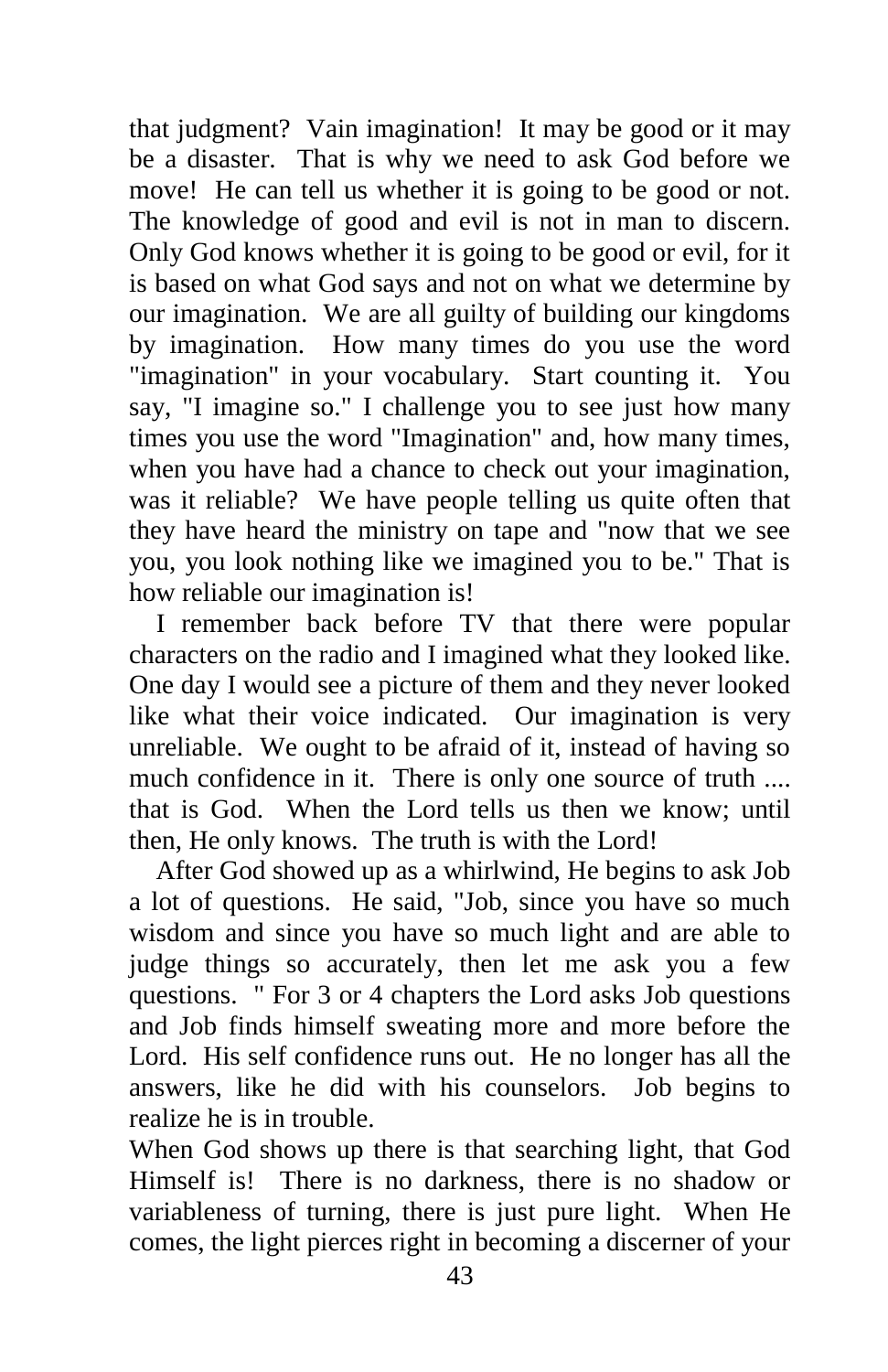that judgment? Vain imagination! It may be good or it may be a disaster. That is why we need to ask God before we move! He can tell us whether it is going to be good or not. The knowledge of good and evil is not in man to discern. Only God knows whether it is going to be good or evil, for it is based on what God says and not on what we determine by our imagination. We are all guilty of building our kingdoms by imagination. How many times do you use the word "imagination" in your vocabulary. Start counting it. You say, "I imagine so." I challenge you to see just how many times you use the word "Imagination" and, how many times, when you have had a chance to check out your imagination, was it reliable? We have people telling us quite often that they have heard the ministry on tape and "now that we see you, you look nothing like we imagined you to be." That is how reliable our imagination is!

I remember back before TV that there were popular characters on the radio and I imagined what they looked like. One day I would see a picture of them and they never looked like what their voice indicated. Our imagination is very unreliable. We ought to be afraid of it, instead of having so much confidence in it. There is only one source of truth .... that is God. When the Lord tells us then we know; until then, He only knows. The truth is with the Lord!

After God showed up as a whirlwind, He begins to ask Job a lot of questions. He said, "Job, since you have so much wisdom and since you have so much light and are able to judge things so accurately, then let me ask you a few questions. " For 3 or 4 chapters the Lord asks Job questions and Job finds himself sweating more and more before the Lord. His self confidence runs out. He no longer has all the answers, like he did with his counselors. Job begins to realize he is in trouble.

When God shows up there is that searching light, that God Himself is! There is no darkness, there is no shadow or variableness of turning, there is just pure light. When He comes, the light pierces right in becoming a discerner of your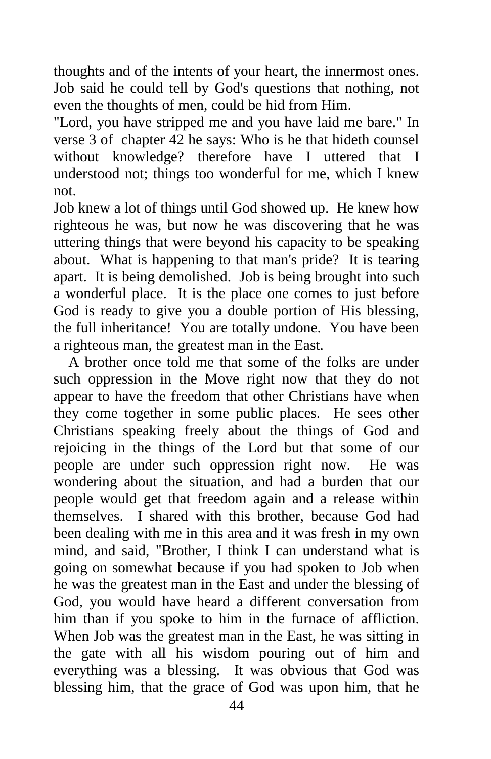thoughts and of the intents of your heart, the innermost ones. Job said he could tell by God's questions that nothing, not even the thoughts of men, could be hid from Him.

"Lord, you have stripped me and you have laid me bare." In verse 3 of chapter 42 he says: Who is he that hideth counsel without knowledge? therefore have I uttered that I understood not; things too wonderful for me, which I knew not.

Job knew a lot of things until God showed up. He knew how righteous he was, but now he was discovering that he was uttering things that were beyond his capacity to be speaking about. What is happening to that man's pride? It is tearing apart. It is being demolished. Job is being brought into such a wonderful place. It is the place one comes to just before God is ready to give you a double portion of His blessing, the full inheritance! You are totally undone. You have been a righteous man, the greatest man in the East.

A brother once told me that some of the folks are under such oppression in the Move right now that they do not appear to have the freedom that other Christians have when they come together in some public places. He sees other Christians speaking freely about the things of God and rejoicing in the things of the Lord but that some of our people are under such oppression right now. He was wondering about the situation, and had a burden that our people would get that freedom again and a release within themselves. I shared with this brother, because God had been dealing with me in this area and it was fresh in my own mind, and said, "Brother, I think I can understand what is going on somewhat because if you had spoken to Job when he was the greatest man in the East and under the blessing of God, you would have heard a different conversation from him than if you spoke to him in the furnace of affliction. When Job was the greatest man in the East, he was sitting in the gate with all his wisdom pouring out of him and everything was a blessing. It was obvious that God was blessing him, that the grace of God was upon him, that he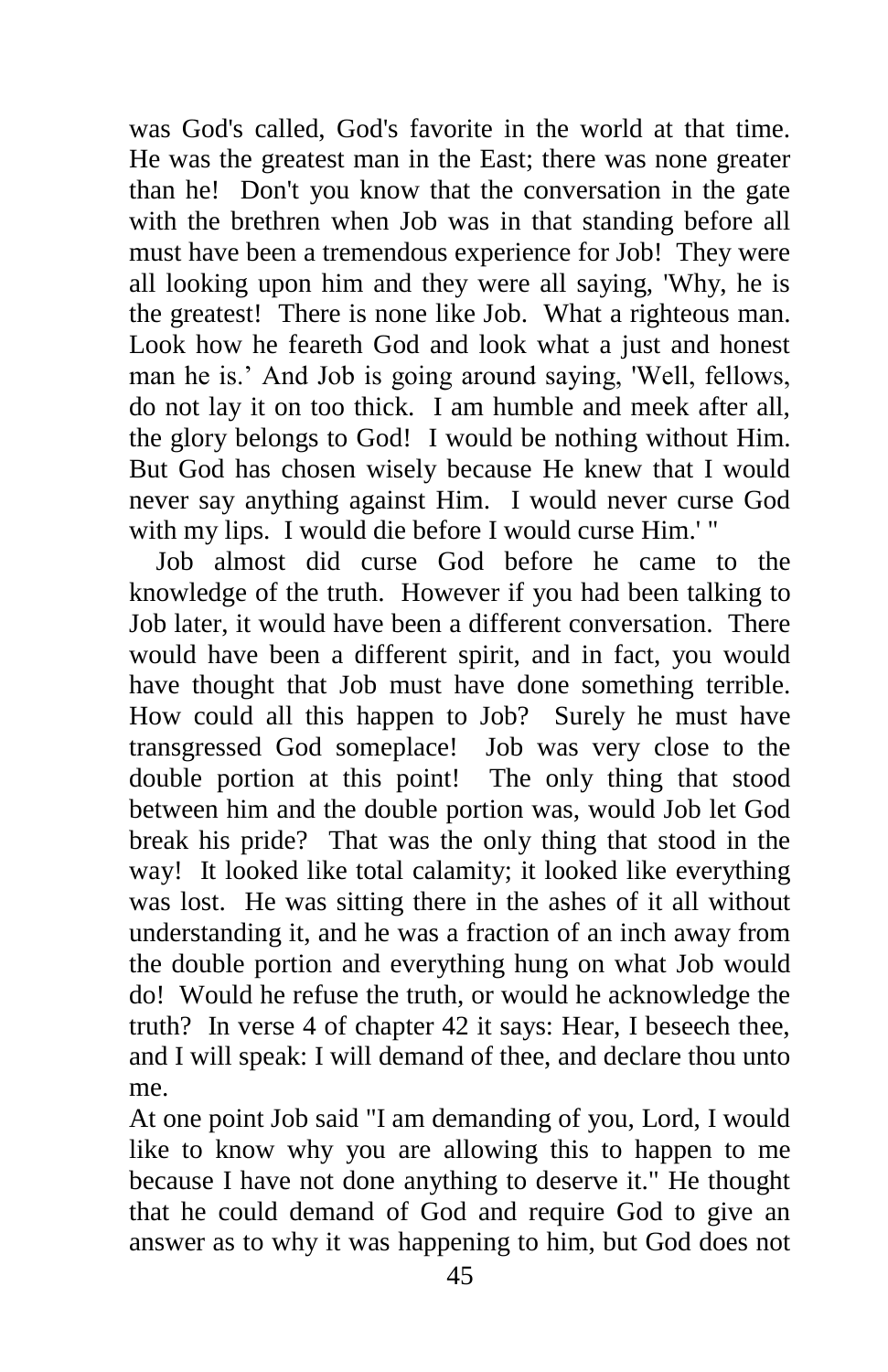was God's called, God's favorite in the world at that time. He was the greatest man in the East; there was none greater than he! Don't you know that the conversation in the gate with the brethren when Job was in that standing before all must have been a tremendous experience for Job! They were all looking upon him and they were all saying, 'Why, he is the greatest! There is none like Job. What a righteous man. Look how he feareth God and look what a just and honest man he is.' And Job is going around saying, 'Well, fellows, do not lay it on too thick. I am humble and meek after all, the glory belongs to God! I would be nothing without Him. But God has chosen wisely because He knew that I would never say anything against Him. I would never curse God with my lips. I would die before I would curse Him.' "

Job almost did curse God before he came to the knowledge of the truth. However if you had been talking to Job later, it would have been a different conversation. There would have been a different spirit, and in fact, you would have thought that Job must have done something terrible. How could all this happen to Job? Surely he must have transgressed God someplace! Job was very close to the double portion at this point! The only thing that stood between him and the double portion was, would Job let God break his pride? That was the only thing that stood in the way! It looked like total calamity; it looked like everything was lost. He was sitting there in the ashes of it all without understanding it, and he was a fraction of an inch away from the double portion and everything hung on what Job would do! Would he refuse the truth, or would he acknowledge the truth? In verse 4 of chapter 42 it says: Hear, I beseech thee, and I will speak: I will demand of thee, and declare thou unto me.

At one point Job said "I am demanding of you, Lord, I would like to know why you are allowing this to happen to me because I have not done anything to deserve it." He thought that he could demand of God and require God to give an answer as to why it was happening to him, but God does not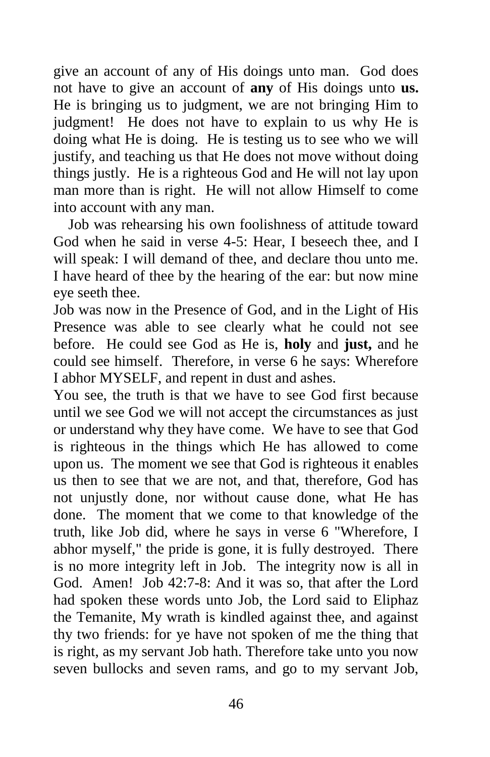give an account of any of His doings unto man. God does not have to give an account of **any** of His doings unto **us.** He is bringing us to judgment, we are not bringing Him to judgment! He does not have to explain to us why He is doing what He is doing. He is testing us to see who we will justify, and teaching us that He does not move without doing things justly. He is a righteous God and He will not lay upon man more than is right. He will not allow Himself to come into account with any man.

Job was rehearsing his own foolishness of attitude toward God when he said in verse 4-5: Hear, I beseech thee, and I will speak: I will demand of thee, and declare thou unto me. I have heard of thee by the hearing of the ear: but now mine eye seeth thee.

Job was now in the Presence of God, and in the Light of His Presence was able to see clearly what he could not see before. He could see God as He is, **holy** and **just,** and he could see himself. Therefore, in verse 6 he says: Wherefore I abhor MYSELF, and repent in dust and ashes.

You see, the truth is that we have to see God first because until we see God we will not accept the circumstances as just or understand why they have come. We have to see that God is righteous in the things which He has allowed to come upon us. The moment we see that God is righteous it enables us then to see that we are not, and that, therefore, God has not unjustly done, nor without cause done, what He has done. The moment that we come to that knowledge of the truth, like Job did, where he says in verse 6 "Wherefore, I abhor myself," the pride is gone, it is fully destroyed. There is no more integrity left in Job. The integrity now is all in God. Amen! Job 42:7-8: And it was so, that after the Lord had spoken these words unto Job, the Lord said to Eliphaz the Temanite, My wrath is kindled against thee, and against thy two friends: for ye have not spoken of me the thing that is right, as my servant Job hath. Therefore take unto you now seven bullocks and seven rams, and go to my servant Job,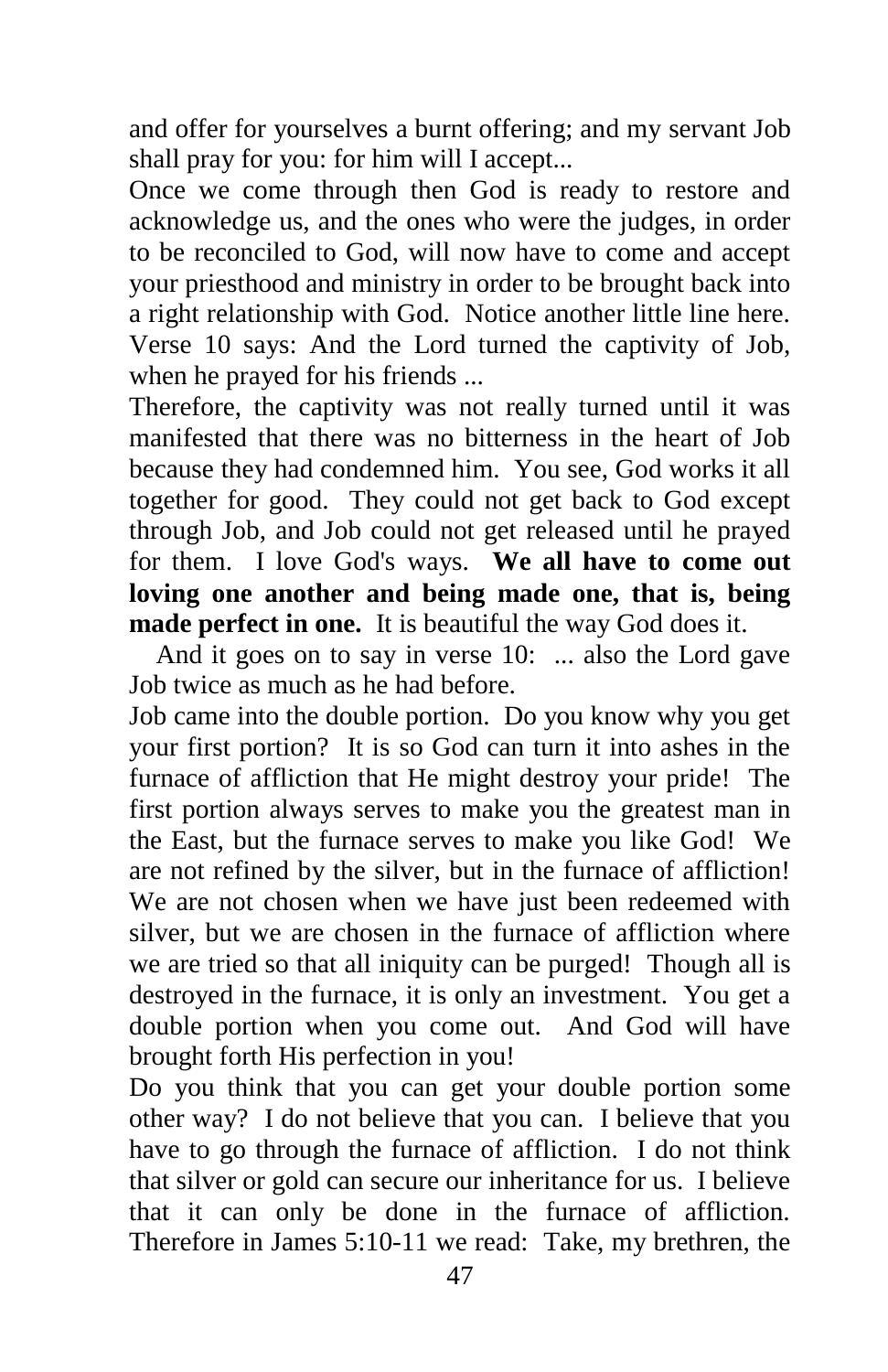and offer for yourselves a burnt offering; and my servant Job shall pray for you: for him will I accept...

Once we come through then God is ready to restore and acknowledge us, and the ones who were the judges, in order to be reconciled to God, will now have to come and accept your priesthood and ministry in order to be brought back into a right relationship with God. Notice another little line here. Verse 10 says: And the Lord turned the captivity of Job, when he prayed for his friends ...

Therefore, the captivity was not really turned until it was manifested that there was no bitterness in the heart of Job because they had condemned him. You see, God works it all together for good. They could not get back to God except through Job, and Job could not get released until he prayed for them. I love God's ways. **We all have to come out loving one another and being made one, that is, being made perfect in one.** It is beautiful the way God does it.

And it goes on to say in verse 10: ... also the Lord gave Job twice as much as he had before.

Job came into the double portion. Do you know why you get your first portion? It is so God can turn it into ashes in the furnace of affliction that He might destroy your pride! The first portion always serves to make you the greatest man in the East, but the furnace serves to make you like God! We are not refined by the silver, but in the furnace of affliction! We are not chosen when we have just been redeemed with silver, but we are chosen in the furnace of affliction where we are tried so that all iniquity can be purged! Though all is destroyed in the furnace, it is only an investment. You get a double portion when you come out. And God will have brought forth His perfection in you!

Do you think that you can get your double portion some other way? I do not believe that you can. I believe that you have to go through the furnace of affliction. I do not think that silver or gold can secure our inheritance for us. I believe that it can only be done in the furnace of affliction. Therefore in James 5:10-11 we read: Take, my brethren, the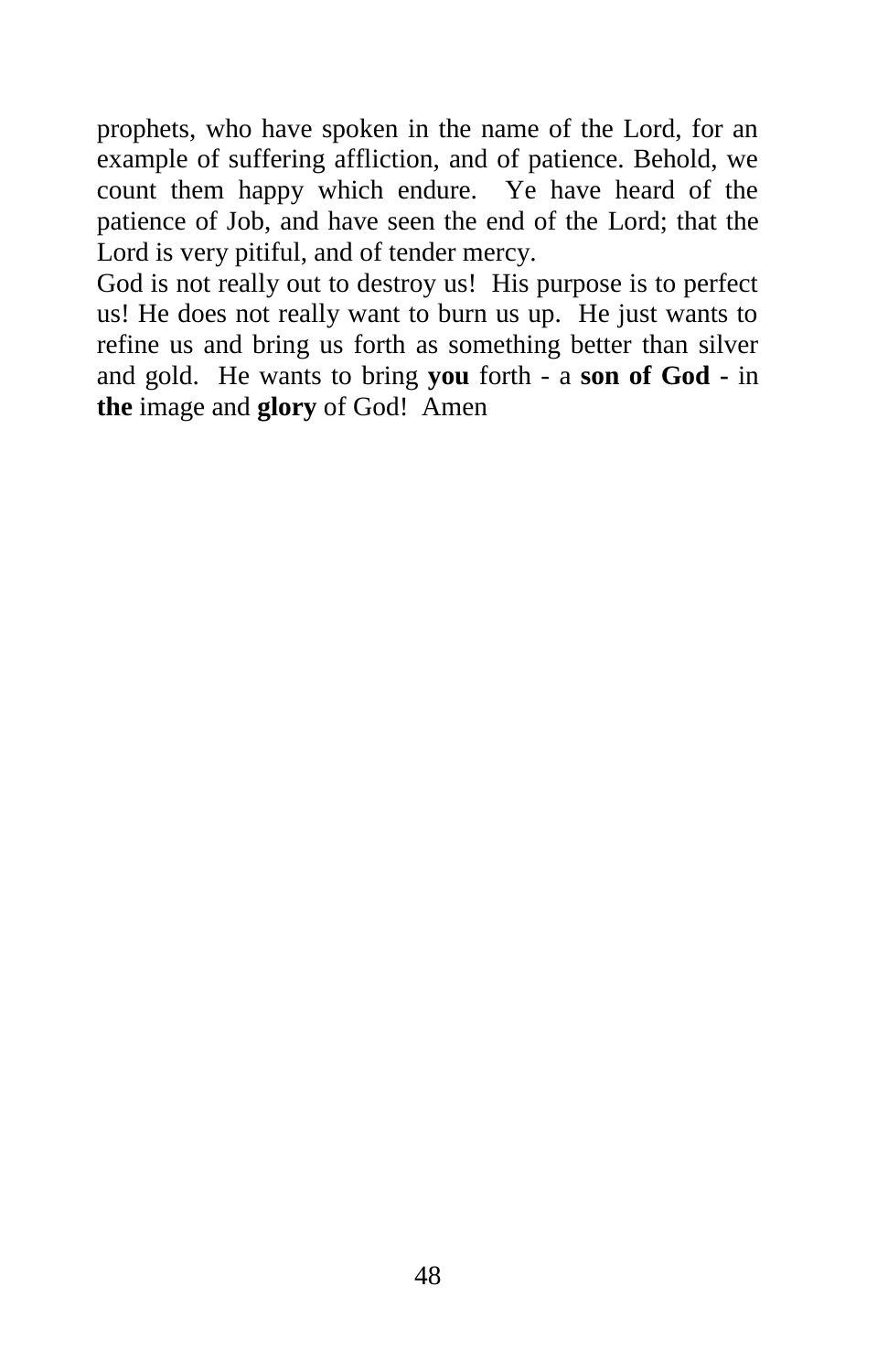prophets, who have spoken in the name of the Lord, for an example of suffering affliction, and of patience. Behold, we count them happy which endure. Ye have heard of the patience of Job, and have seen the end of the Lord; that the Lord is very pitiful, and of tender mercy.

God is not really out to destroy us! His purpose is to perfect us! He does not really want to burn us up. He just wants to refine us and bring us forth as something better than silver and gold. He wants to bring **you** forth - a **son of God -** in **the** image and **glory** of God! Amen